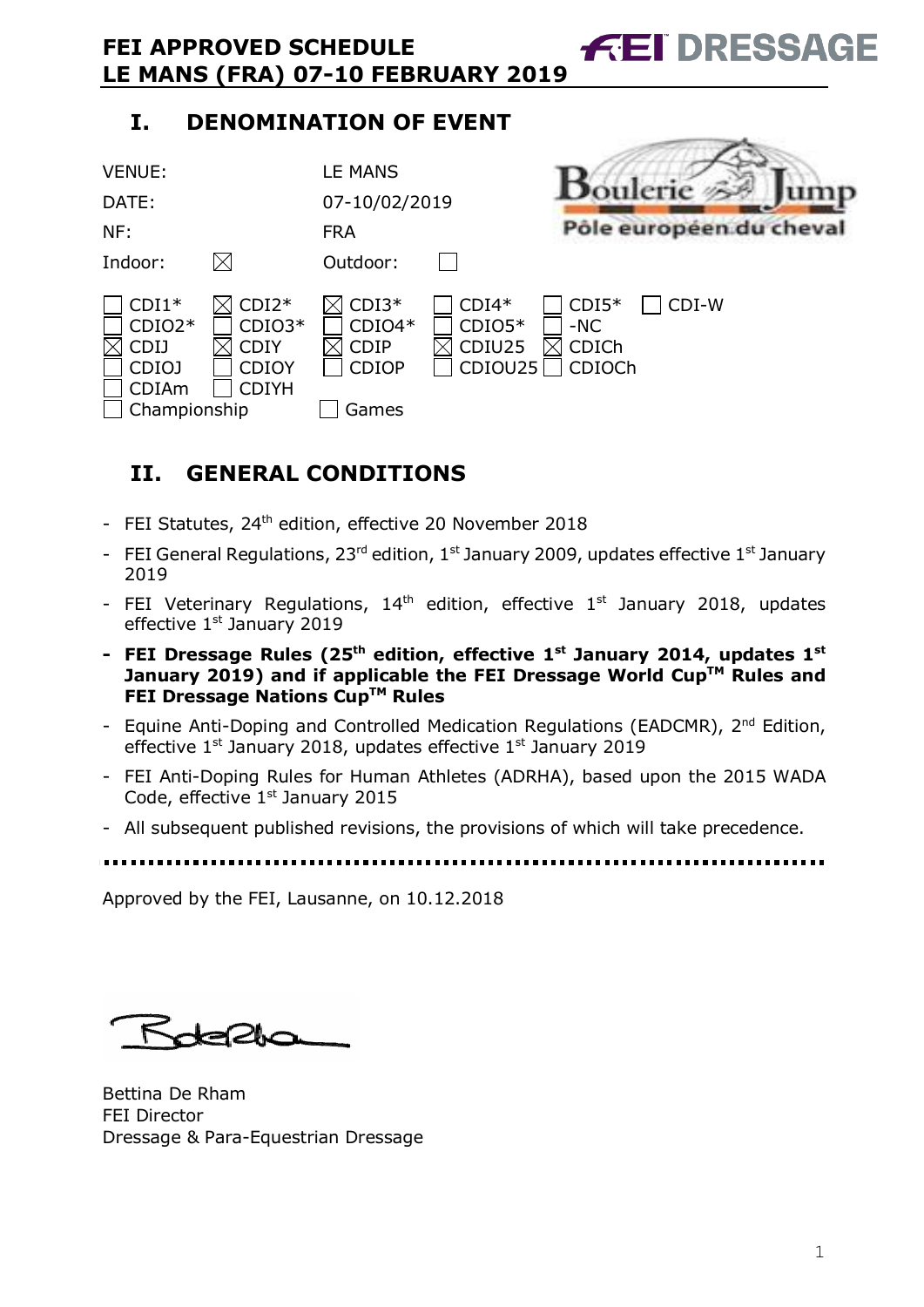# FEI APPROVED SCHEDULE
# LE MANS (FRA) 07-10 FEBRUARY 2019

## I. DENOMINATION OF EVENT

| | |
|---|---|
| VENUE: | LE MANS |
| DATE: | 07-10/02/2019 |
| NF: | FRA |
| Indoor: ☒ | Outdoor: ☐ |

| | | | | | |
|---|---|---|---|---|---|
| ☐ CDI1* | ☒ CDI2* | ☒ CDI3* | ☐ CDI4* | ☐ CDI5* | ☐ CDI-W |
| ☐ CDIO2* | ☐ CDIO3* | ☐ CDIO4* | ☐ CDIO5* | ☐ -NC | |
| ☒ CDIJ | ☒ CDIY | ☒ CDIP | ☒ CDIU25 | ☒ CDICh | |
| ☐ CDIOJ | ☐ CDIOY | ☐ CDIOP | ☐ CDIOU25 | ☐ CDIOCh | |
| ☐ CDIAm | ☐ CDIYH | | | | |
| ☐ Championship | | ☐ Games | | | |

## II. GENERAL CONDITIONS

- FEI Statutes, 24th edition, effective 20 November 2018
- FEI General Regulations, 23rd edition, 1st January 2009, updates effective 1st January 2019
- FEI Veterinary Regulations, 14th edition, effective 1st January 2018, updates effective 1st January 2019
- **FEI Dressage Rules (25th edition, effective 1st January 2014, updates 1st January 2019) and if applicable the FEI Dressage World Cup™ Rules and FEI Dressage Nations Cup™ Rules**
- Equine Anti-Doping and Controlled Medication Regulations (EADCMR), 2nd Edition, effective 1st January 2018, updates effective 1st January 2019
- FEI Anti-Doping Rules for Human Athletes (ADRHA), based upon the 2015 WADA Code, effective 1st January 2015
- All subsequent published revisions, the provisions of which will take precedence.

Approved by the FEI, Lausanne, on 10.12.2018

Bettina De Rham
FEI Director
Dressage & Para-Equestrian Dressage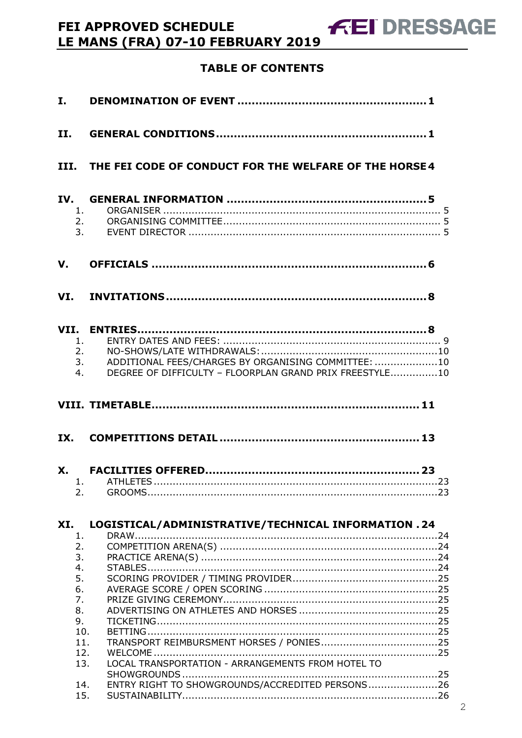## TABLE OF CONTENTS

**I. DENOMINATION OF EVENT ........................................................ 1**

**II. GENERAL CONDITIONS ........................................................ 1**

**III. THE FEI CODE OF CONDUCT FOR THE WELFARE OF THE HORSE 4**

**IV. GENERAL INFORMATION ........................................................ 5**
1. ORGANISER ........................................................ 5
2. ORGANISING COMMITTEE ........................................................ 5
3. EVENT DIRECTOR ........................................................ 5

**V. OFFICIALS ........................................................ 6**

**VI. INVITATIONS ........................................................ 8**

**VII. ENTRIES ........................................................ 8**
1. ENTRY DATES AND FEES: ........................................................ 9
2. NO-SHOWS/LATE WITHDRAWALS: ........................................................ 10
3. ADDITIONAL FEES/CHARGES BY ORGANISING COMMITTEE: ........................................................ 10
4. DEGREE OF DIFFICULTY – FLOORPLAN GRAND PRIX FREESTYLE ........................................................ 10

**VIII. TIMETABLE ........................................................ 11**

**IX. COMPETITIONS DETAIL ........................................................ 13**

**X. FACILITIES OFFERED ........................................................ 23**
1. ATHLETES ........................................................ 23
2. GROOMS ........................................................ 23

**XI. LOGISTICAL/ADMINISTRATIVE/TECHNICAL INFORMATION . 24**
1. DRAW ........................................................ 24
2. COMPETITION ARENA(S) ........................................................ 24
3. PRACTICE ARENA(S) ........................................................ 24
4. STABLES ........................................................ 24
5. SCORING PROVIDER / TIMING PROVIDER ........................................................ 25
6. AVERAGE SCORE / OPEN SCORING ........................................................ 25
7. PRIZE GIVING CEREMONY ........................................................ 25
8. ADVERTISING ON ATHLETES AND HORSES ........................................................ 25
9. TICKETING ........................................................ 25
10. BETTING ........................................................ 25
11. TRANSPORT REIMBURSMENT HORSES / PONIES ........................................................ 25
12. WELCOME ........................................................ 25
13. LOCAL TRANSPORTATION - ARRANGEMENTS FROM HOTEL TO SHOWGROUNDS ........................................................ 25
14. ENTRY RIGHT TO SHOWGROUNDS/ACCREDITED PERSONS ........................................................ 26
15. SUSTAINABILITY ........................................................ 26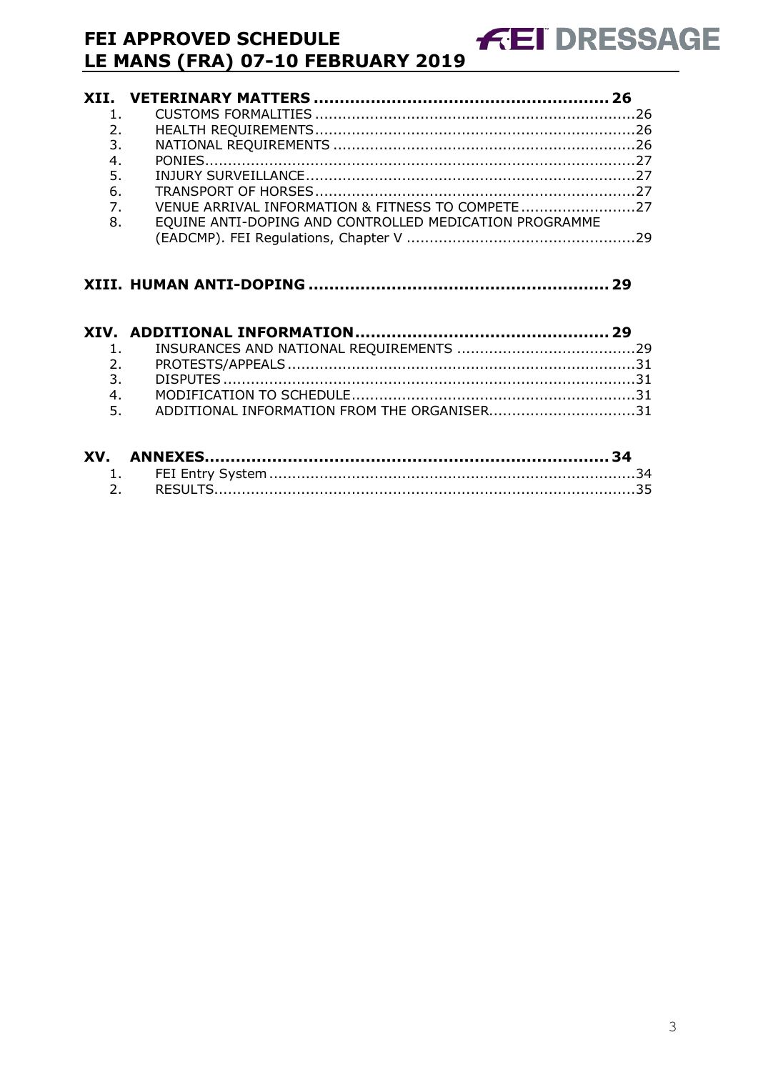**XII. VETERINARY MATTERS ........................................................ 26**

1. CUSTOMS FORMALITIES ......................................................................26
2. HEALTH REQUIREMENTS......................................................................26
3. NATIONAL REQUIREMENTS ..................................................................26
4. PONIES.............................................................................................27
5. INJURY SURVEILLANCE........................................................................27
6. TRANSPORT OF HORSES......................................................................27
7. VENUE ARRIVAL INFORMATION & FITNESS TO COMPETE .........................27
8. EQUINE ANTI-DOPING AND CONTROLLED MEDICATION PROGRAMME (EADCMP). FEI Regulations, Chapter V ..................................................29

**XIII. HUMAN ANTI-DOPING ......................................................... 29**

**XIV. ADDITIONAL INFORMATION................................................. 29**

1. INSURANCES AND NATIONAL REQUIREMENTS .......................................29
2. PROTESTS/APPEALS ............................................................................31
3. DISPUTES .........................................................................................31
4. MODIFICATION TO SCHEDULE..............................................................31
5. ADDITIONAL INFORMATION FROM THE ORGANISER................................31

**XV. ANNEXES.............................................................................. 34**

1. FEI Entry System .................................................................................34
2. RESULTS............................................................................................35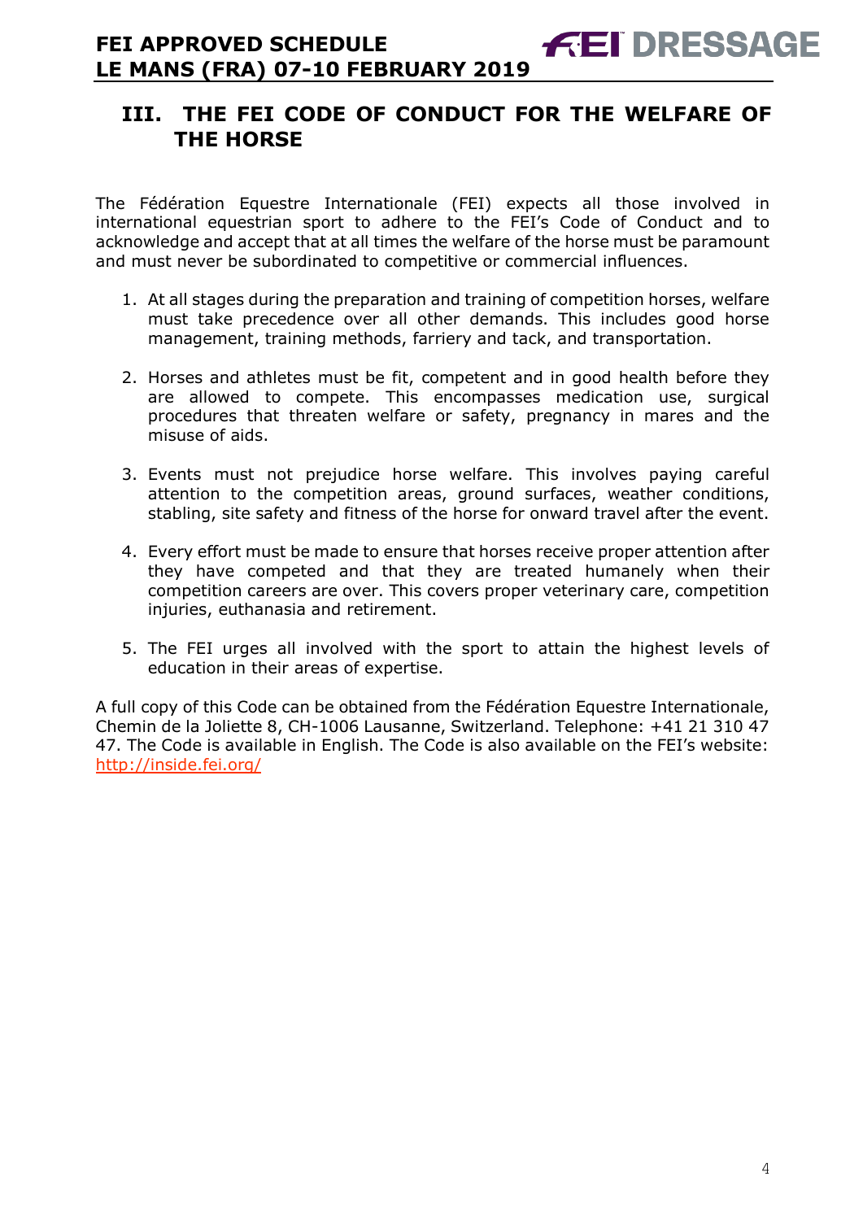## III. THE FEI CODE OF CONDUCT FOR THE WELFARE OF THE HORSE

The Fédération Equestre Internationale (FEI) expects all those involved in international equestrian sport to adhere to the FEI's Code of Conduct and to acknowledge and accept that at all times the welfare of the horse must be paramount and must never be subordinated to competitive or commercial influences.

1. At all stages during the preparation and training of competition horses, welfare must take precedence over all other demands. This includes good horse management, training methods, farriery and tack, and transportation.

2. Horses and athletes must be fit, competent and in good health before they are allowed to compete. This encompasses medication use, surgical procedures that threaten welfare or safety, pregnancy in mares and the misuse of aids.

3. Events must not prejudice horse welfare. This involves paying careful attention to the competition areas, ground surfaces, weather conditions, stabling, site safety and fitness of the horse for onward travel after the event.

4. Every effort must be made to ensure that horses receive proper attention after they have competed and that they are treated humanely when their competition careers are over. This covers proper veterinary care, competition injuries, euthanasia and retirement.

5. The FEI urges all involved with the sport to attain the highest levels of education in their areas of expertise.

A full copy of this Code can be obtained from the Fédération Equestre Internationale, Chemin de la Joliette 8, CH-1006 Lausanne, Switzerland. Telephone: +41 21 310 47 47. The Code is available in English. The Code is also available on the FEI's website: http://inside.fei.org/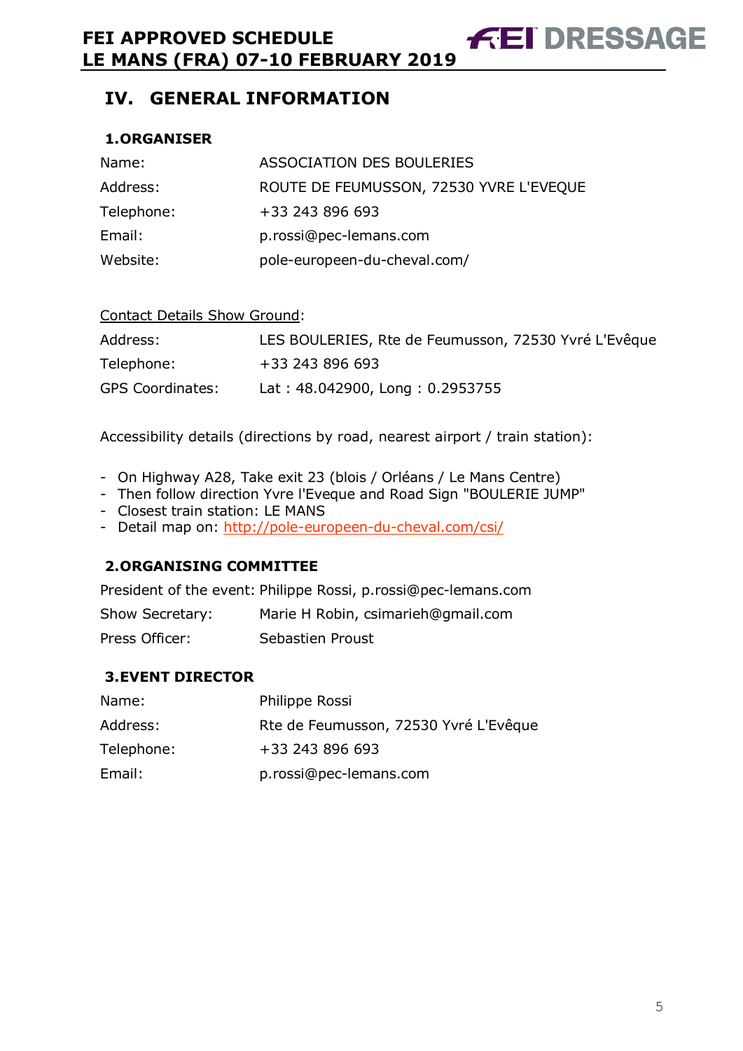# IV. GENERAL INFORMATION

## 1. ORGANISER

| | |
|---|---|
| Name: | ASSOCIATION DES BOULERIES |
| Address: | ROUTE DE FEUMUSSON, 72530 YVRE L'EVEQUE |
| Telephone: | +33 243 896 693 |
| Email: | p.rossi@pec-lemans.com |
| Website: | pole-europeen-du-cheval.com/ |

Contact Details Show Ground:

| | |
|---|---|
| Address: | LES BOULERIES, Rte de Feumusson, 72530 Yvré L'Evêque |
| Telephone: | +33 243 896 693 |
| GPS Coordinates: | Lat : 48.042900, Long : 0.2953755 |

Accessibility details (directions by road, nearest airport / train station):

- On Highway A28, Take exit 23 (blois / Orléans / Le Mans Centre)
- Then follow direction Yvre l'Eveque and Road Sign "BOULERIE JUMP"
- Closest train station: LE MANS
- Detail map on: http://pole-europeen-du-cheval.com/csi/

## 2. ORGANISING COMMITTEE

| | |
|---|---|
| President of the event: | Philippe Rossi, p.rossi@pec-lemans.com |
| Show Secretary: | Marie H Robin, csimarieh@gmail.com |
| Press Officer: | Sebastien Proust |

## 3. EVENT DIRECTOR

| | |
|---|---|
| Name: | Philippe Rossi |
| Address: | Rte de Feumusson, 72530 Yvré L'Evêque |
| Telephone: | +33 243 896 693 |
| Email: | p.rossi@pec-lemans.com |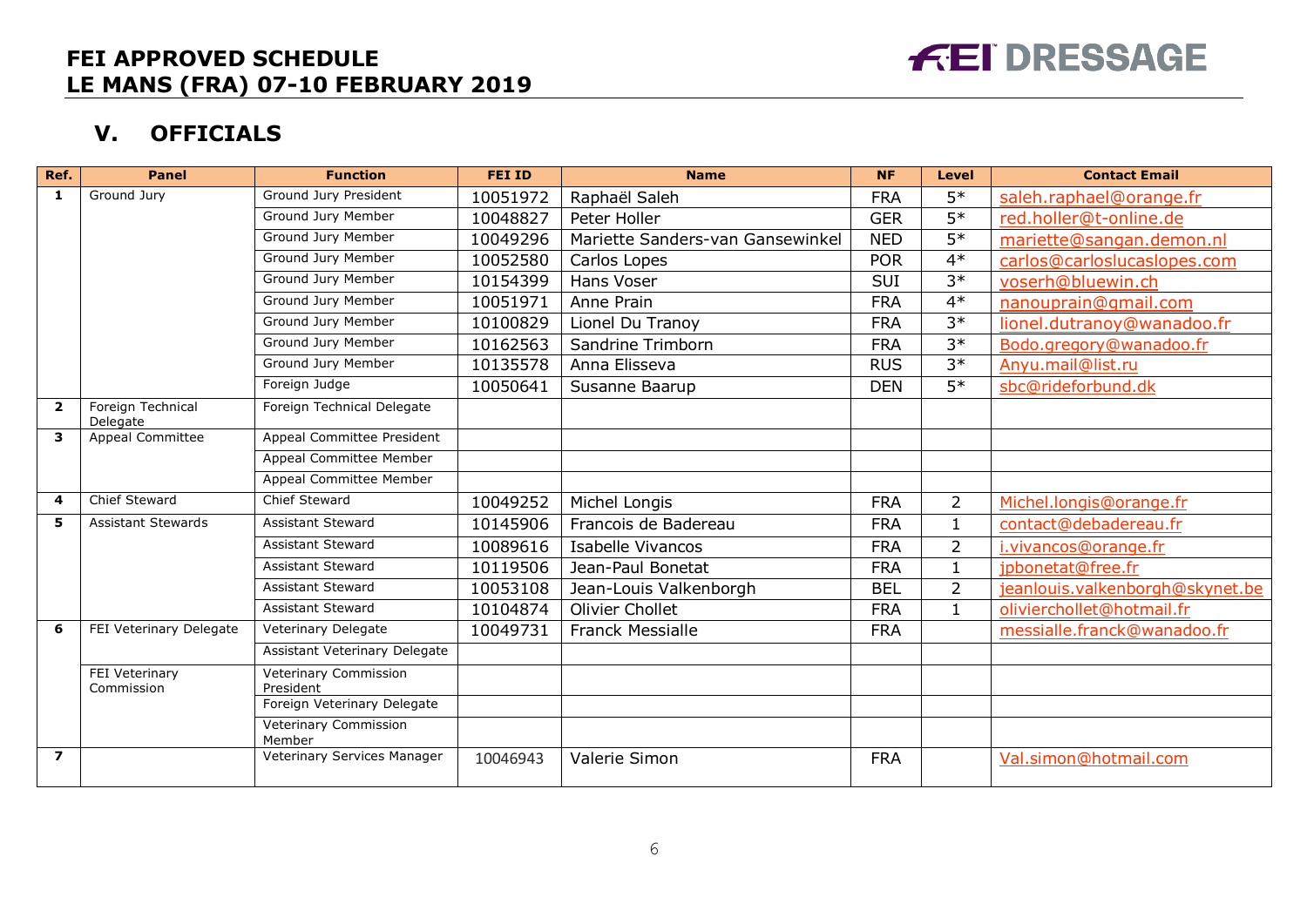## FEI APPROVED SCHEDULE
## LE MANS (FRA) 07-10 FEBRUARY 2019

FEI DRESSAGE

## V. OFFICIALS

| Ref. | Panel | Function | FEI ID | Name | NF | Level | Contact Email |
|---|---|---|---|---|---|---|---|
| 1 | Ground Jury | Ground Jury President | 10051972 | Raphaël Saleh | FRA | 5* | saleh.raphael@orange.fr |
| | | Ground Jury Member | 10048827 | Peter Holler | GER | 5* | red.holler@t-online.de |
| | | Ground Jury Member | 10049296 | Mariette Sanders-van Gansewinkel | NED | 5* | mariette@sangan.demon.nl |
| | | Ground Jury Member | 10052580 | Carlos Lopes | POR | 4* | carlos@carloslucaslopes.com |
| | | Ground Jury Member | 10154399 | Hans Voser | SUI | 3* | voserh@bluewin.ch |
| | | Ground Jury Member | 10051971 | Anne Prain | FRA | 4* | nanouprain@gmail.com |
| | | Ground Jury Member | 10100829 | Lionel Du Tranoy | FRA | 3* | lionel.dutranoy@wanadoo.fr |
| | | Ground Jury Member | 10162563 | Sandrine Trimborn | FRA | 3* | Bodo.gregory@wanadoo.fr |
| | | Ground Jury Member | 10135578 | Anna Elisseva | RUS | 3* | Anyu.mail@list.ru |
| | | Foreign Judge | 10050641 | Susanne Baarup | DEN | 5* | sbc@rideforbund.dk |
| 2 | Foreign Technical Delegate | Foreign Technical Delegate | | | | | |
| 3 | Appeal Committee | Appeal Committee President | | | | | |
| | | Appeal Committee Member | | | | | |
| | | Appeal Committee Member | | | | | |
| 4 | Chief Steward | Chief Steward | 10049252 | Michel Longis | FRA | 2 | Michel.longis@orange.fr |
| 5 | Assistant Stewards | Assistant Steward | 10145906 | Francois de Badereau | FRA | 1 | contact@debadereau.fr |
| | | Assistant Steward | 10089616 | Isabelle Vivancos | FRA | 2 | i.vivancos@orange.fr |
| | | Assistant Steward | 10119506 | Jean-Paul Bonetat | FRA | 1 | jpbonetat@free.fr |
| | | Assistant Steward | 10053108 | Jean-Louis Valkenborgh | BEL | 2 | jeanlouis.valkenborgh@skynet.be |
| | | Assistant Steward | 10104874 | Olivier Chollet | FRA | 1 | olivierchollet@hotmail.fr |
| 6 | FEI Veterinary Delegate | Veterinary Delegate | 10049731 | Franck Messialle | FRA | | messialle.franck@wanadoo.fr |
| | | Assistant Veterinary Delegate | | | | | |
| | FEI Veterinary Commission | Veterinary Commission President | | | | | |
| | | Foreign Veterinary Delegate | | | | | |
| | | Veterinary Commission Member | | | | | |
| 7 | | Veterinary Services Manager | 10046943 | Valerie Simon | FRA | | Val.simon@hotmail.com |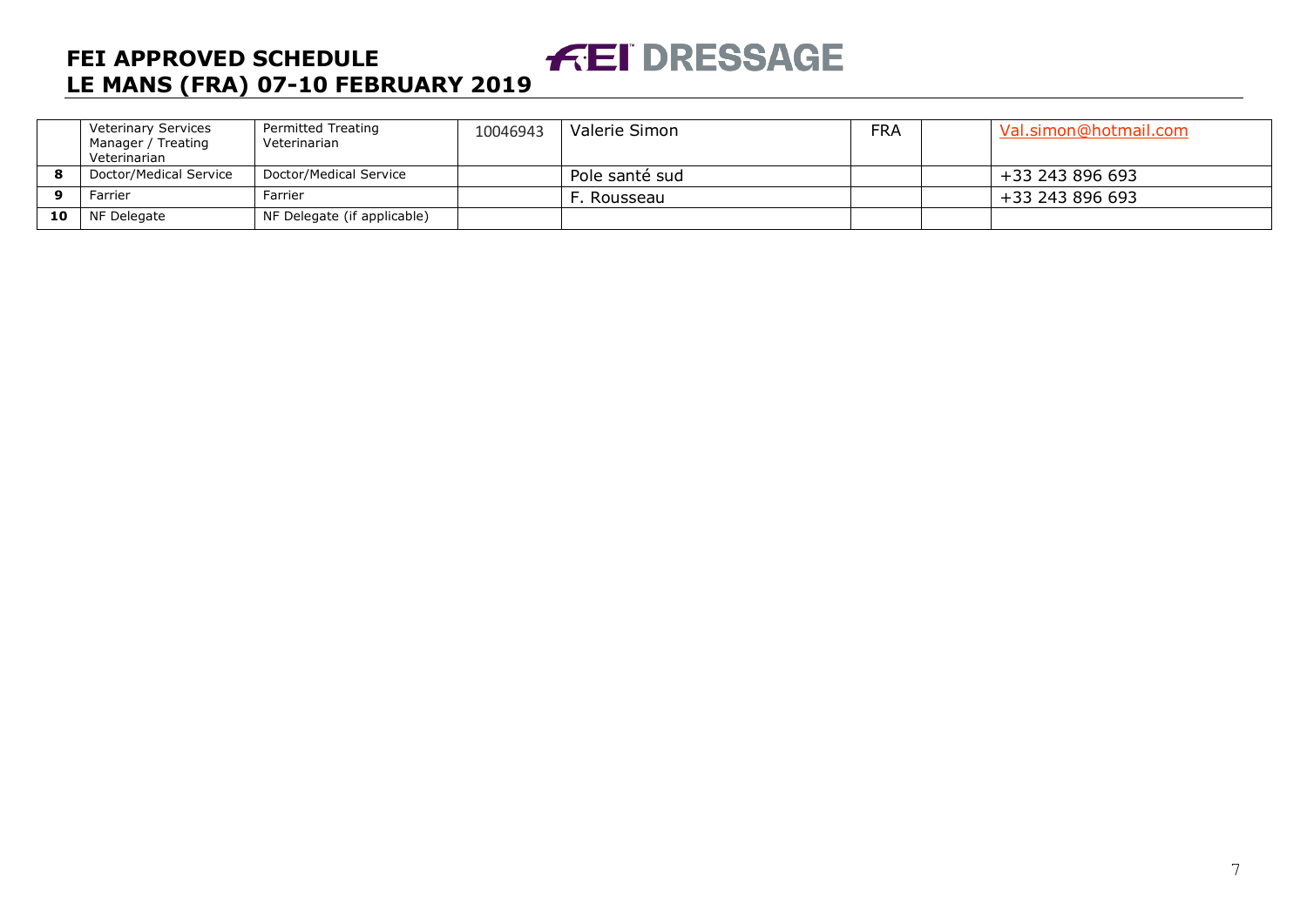| | | | | | | | |
|---|---|---|---|---|---|---|---|
| | Veterinary Services Manager / Treating Veterinarian | Permitted Treating Veterinarian | 10046943 | Valerie Simon | FRA | | Val.simon@hotmail.com |
| **8** | Doctor/Medical Service | Doctor/Medical Service | | Pole santé sud | | | +33 243 896 693 |
| **9** | Farrier | Farrier | | F. Rousseau | | | +33 243 896 693 |
| **10** | NF Delegate | NF Delegate (if applicable) | | | | | |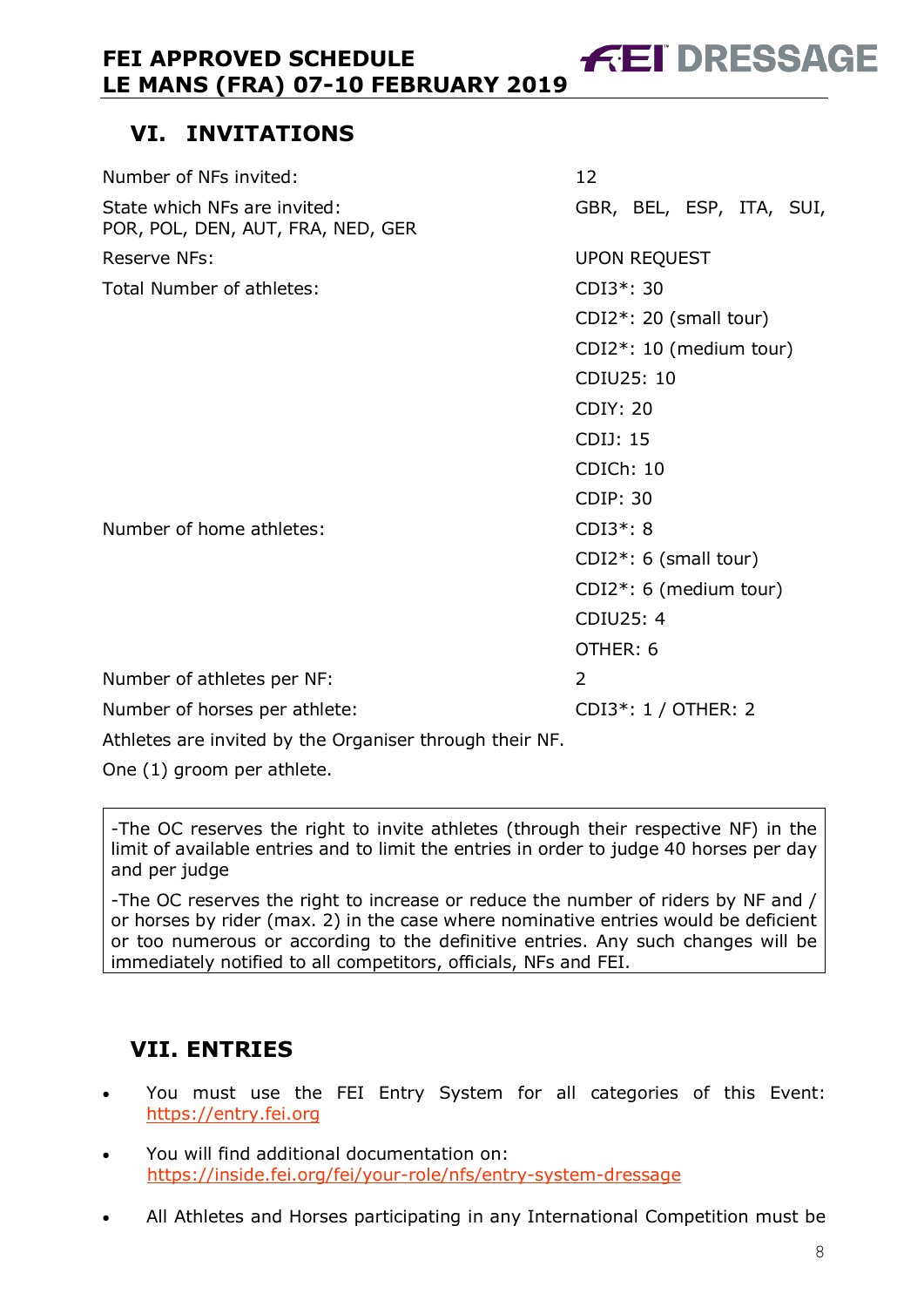## VI. INVITATIONS

| | |
|---|---|
| Number of NFs invited: | 12 |
| State which NFs are invited: | GBR, BEL, ESP, ITA, SUI, POR, POL, DEN, AUT, FRA, NED, GER |
| Reserve NFs: | UPON REQUEST |
| Total Number of athletes: | CDI3*: 30 |
| | CDI2*: 20 (small tour) |
| | CDI2*: 10 (medium tour) |
| | CDIU25: 10 |
| | CDIY: 20 |
| | CDIJ: 15 |
| | CDICh: 10 |
| | CDIP: 30 |
| Number of home athletes: | CDI3*: 8 |
| | CDI2*: 6 (small tour) |
| | CDI2*: 6 (medium tour) |
| | CDIU25: 4 |
| | OTHER: 6 |
| Number of athletes per NF: | 2 |
| Number of horses per athlete: | CDI3*: 1 / OTHER: 2 |

Athletes are invited by the Organiser through their NF.

One (1) groom per athlete.

> -The OC reserves the right to invite athletes (through their respective NF) in the limit of available entries and to limit the entries in order to judge 40 horses per day and per judge
>
> -The OC reserves the right to increase or reduce the number of riders by NF and / or horses by rider (max. 2) in the case where nominative entries would be deficient or too numerous or according to the definitive entries. Any such changes will be immediately notified to all competitors, officials, NFs and FEI.

## VII. ENTRIES

- You must use the FEI Entry System for all categories of this Event: https://entry.fei.org
- You will find additional documentation on: https://inside.fei.org/fei/your-role/nfs/entry-system-dressage
- All Athletes and Horses participating in any International Competition must be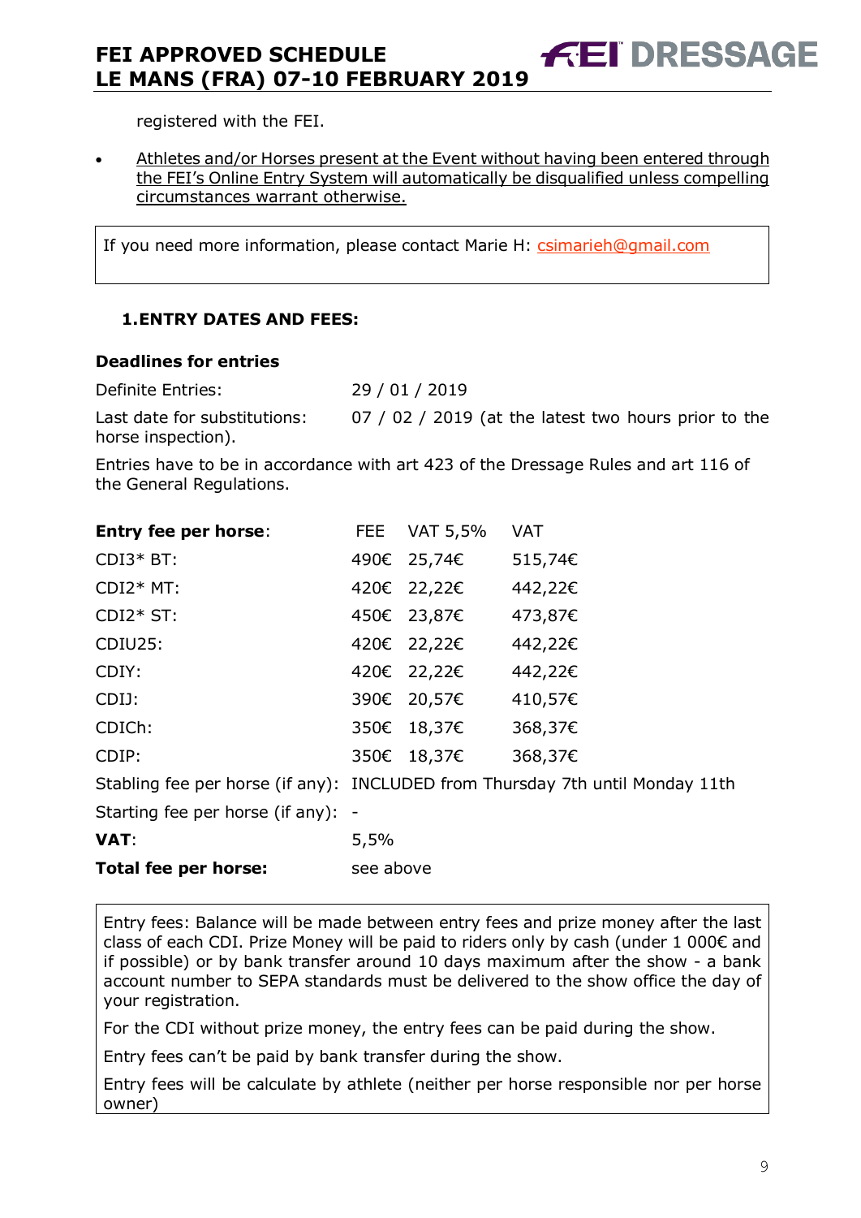registered with the FEI.

- <u>Athletes and/or Horses present at the Event without having been entered through the FEI's Online Entry System will automatically be disqualified unless compelling circumstances warrant otherwise.</u>

If you need more information, please contact Marie H: csimarieh@gmail.com

## 1. ENTRY DATES AND FEES:

### Deadlines for entries

Definite Entries: 29 / 01 / 2019

Last date for substitutions: 07 / 02 / 2019 (at the latest two hours prior to the horse inspection).

Entries have to be in accordance with art 423 of the Dressage Rules and art 116 of the General Regulations.

| **Entry fee per horse**: | FEE | VAT 5,5% | VAT |
|---|---|---|---|
| CDI3* BT: | 490€ | 25,74€ | 515,74€ |
| CDI2* MT: | 420€ | 22,22€ | 442,22€ |
| CDI2* ST: | 450€ | 23,87€ | 473,87€ |
| CDIU25: | 420€ | 22,22€ | 442,22€ |
| CDIY: | 420€ | 22,22€ | 442,22€ |
| CDIJ: | 390€ | 20,57€ | 410,57€ |
| CDICh: | 350€ | 18,37€ | 368,37€ |
| CDIP: | 350€ | 18,37€ | 368,37€ |

Stabling fee per horse (if any): INCLUDED from Thursday 7th until Monday 11th

Starting fee per horse (if any): -

**VAT**: 5,5%

**Total fee per horse:** see above

Entry fees: Balance will be made between entry fees and prize money after the last class of each CDI. Prize Money will be paid to riders only by cash (under 1 000€ and if possible) or by bank transfer around 10 days maximum after the show - a bank account number to SEPA standards must be delivered to the show office the day of your registration.

For the CDI without prize money, the entry fees can be paid during the show.

Entry fees can't be paid by bank transfer during the show.

Entry fees will be calculate by athlete (neither per horse responsible nor per horse owner)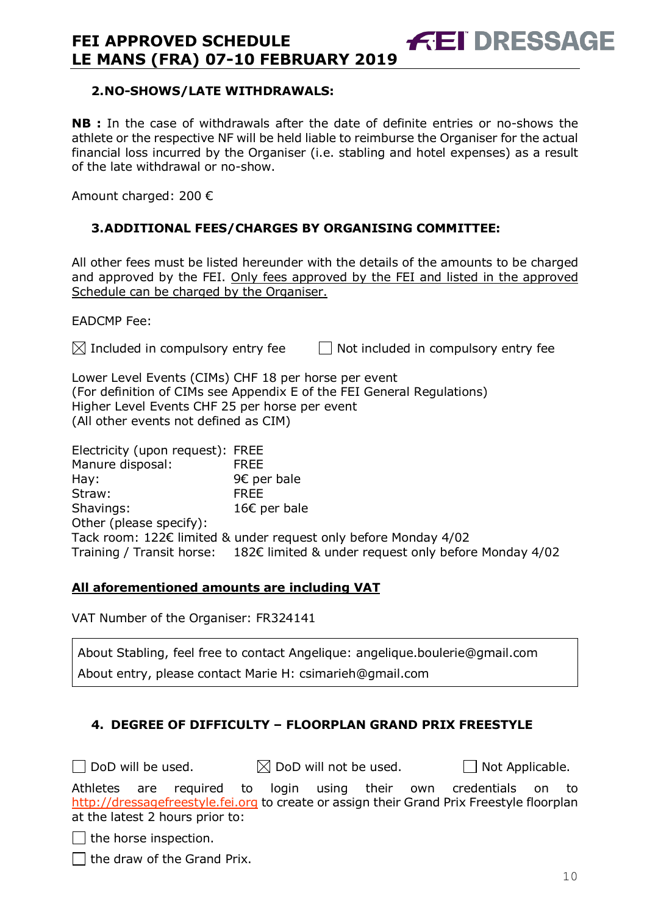## 2. NO-SHOWS/LATE WITHDRAWALS:

**NB :** In the case of withdrawals after the date of definite entries or no-shows the athlete or the respective NF will be held liable to reimburse the Organiser for the actual financial loss incurred by the Organiser (i.e. stabling and hotel expenses) as a result of the late withdrawal or no-show.

Amount charged: 200 €

## 3. ADDITIONAL FEES/CHARGES BY ORGANISING COMMITTEE:

All other fees must be listed hereunder with the details of the amounts to be charged and approved by the FEI. <u>Only fees approved by the FEI and listed in the approved Schedule can be charged by the Organiser.</u>

EADCMP Fee:

☒ Included in compulsory entry fee ☐ Not included in compulsory entry fee

Lower Level Events (CIMs) CHF 18 per horse per event
(For definition of CIMs see Appendix E of the FEI General Regulations)
Higher Level Events CHF 25 per horse per event
(All other events not defined as CIM)

| | |
|---|---|
| Electricity (upon request): | FREE |
| Manure disposal: | FREE |
| Hay: | 9€ per bale |
| Straw: | FREE |
| Shavings: | 16€ per bale |

Other (please specify):
Tack room: 122€ limited & under request only before Monday 4/02
Training / Transit horse: 182€ limited & under request only before Monday 4/02

**<u>All aforementioned amounts are including VAT</u>**

VAT Number of the Organiser: FR324141

> About Stabling, feel free to contact Angelique: angelique.boulerie@gmail.com
> About entry, please contact Marie H: csimarieh@gmail.com

## 4. DEGREE OF DIFFICULTY – FLOORPLAN GRAND PRIX FREESTYLE

☐ DoD will be used. ☒ DoD will not be used. ☐ Not Applicable.

Athletes are required to login using their own credentials on to http://dressagefreestyle.fei.org to create or assign their Grand Prix Freestyle floorplan at the latest 2 hours prior to:

☐ the horse inspection.

☐ the draw of the Grand Prix.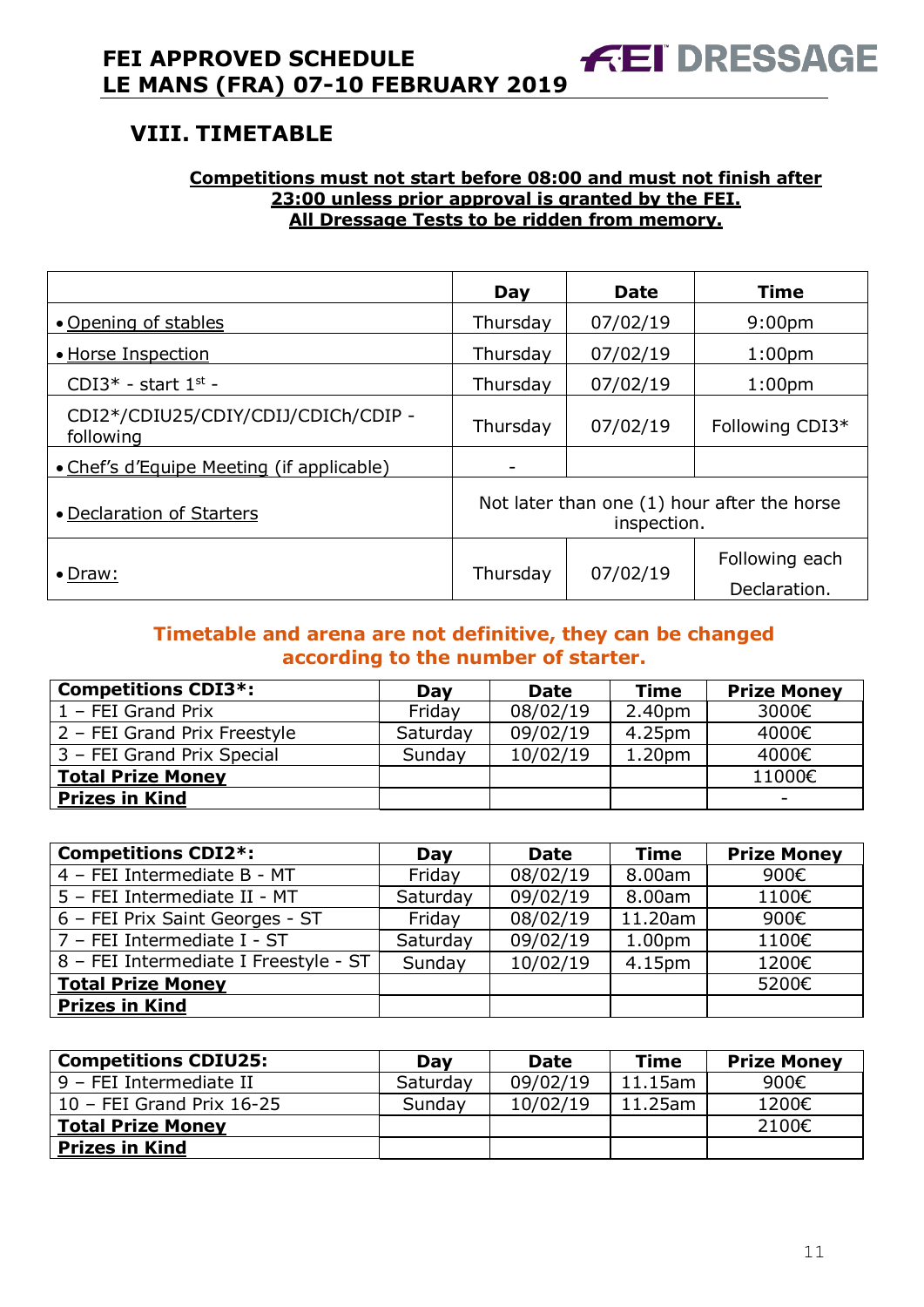## VIII. TIMETABLE

**Competitions must not start before 08:00 and must not finish after 23:00 unless prior approval is granted by the FEI.**
**All Dressage Tests to be ridden from memory.**

| | Day | Date | Time |
|---|---|---|---|
| • Opening of stables | Thursday | 07/02/19 | 9:00pm |
| • Horse Inspection | Thursday | 07/02/19 | 1:00pm |
| CDI3* - start 1st - | Thursday | 07/02/19 | 1:00pm |
| CDI2*/CDIU25/CDIY/CDIJ/CDICh/CDIP - following | Thursday | 07/02/19 | Following CDI3* |
| • Chef's d'Equipe Meeting (if applicable) | - | | |
| • Declaration of Starters | Not later than one (1) hour after the horse inspection. | | |
| • Draw: | Thursday | 07/02/19 | Following each Declaration. |

**Timetable and arena are not definitive, they can be changed according to the number of starter.**

| Competitions CDI3*: | Day | Date | Time | Prize Money |
|---|---|---|---|---|
| 1 – FEI Grand Prix | Friday | 08/02/19 | 2.40pm | 3000€ |
| 2 – FEI Grand Prix Freestyle | Saturday | 09/02/19 | 4.25pm | 4000€ |
| 3 – FEI Grand Prix Special | Sunday | 10/02/19 | 1.20pm | 4000€ |
| **Total Prize Money** | | | | 11000€ |
| **Prizes in Kind** | | | | - |

| Competitions CDI2*: | Day | Date | Time | Prize Money |
|---|---|---|---|---|
| 4 – FEI Intermediate B - MT | Friday | 08/02/19 | 8.00am | 900€ |
| 5 – FEI Intermediate II - MT | Saturday | 09/02/19 | 8.00am | 1100€ |
| 6 – FEI Prix Saint Georges - ST | Friday | 08/02/19 | 11.20am | 900€ |
| 7 – FEI Intermediate I - ST | Saturday | 09/02/19 | 1.00pm | 1100€ |
| 8 – FEI Intermediate I Freestyle - ST | Sunday | 10/02/19 | 4.15pm | 1200€ |
| **Total Prize Money** | | | | 5200€ |
| **Prizes in Kind** | | | | |

| Competitions CDIU25: | Day | Date | Time | Prize Money |
|---|---|---|---|---|
| 9 – FEI Intermediate II | Saturday | 09/02/19 | 11.15am | 900€ |
| 10 – FEI Grand Prix 16-25 | Sunday | 10/02/19 | 11.25am | 1200€ |
| **Total Prize Money** | | | | 2100€ |
| **Prizes in Kind** | | | | |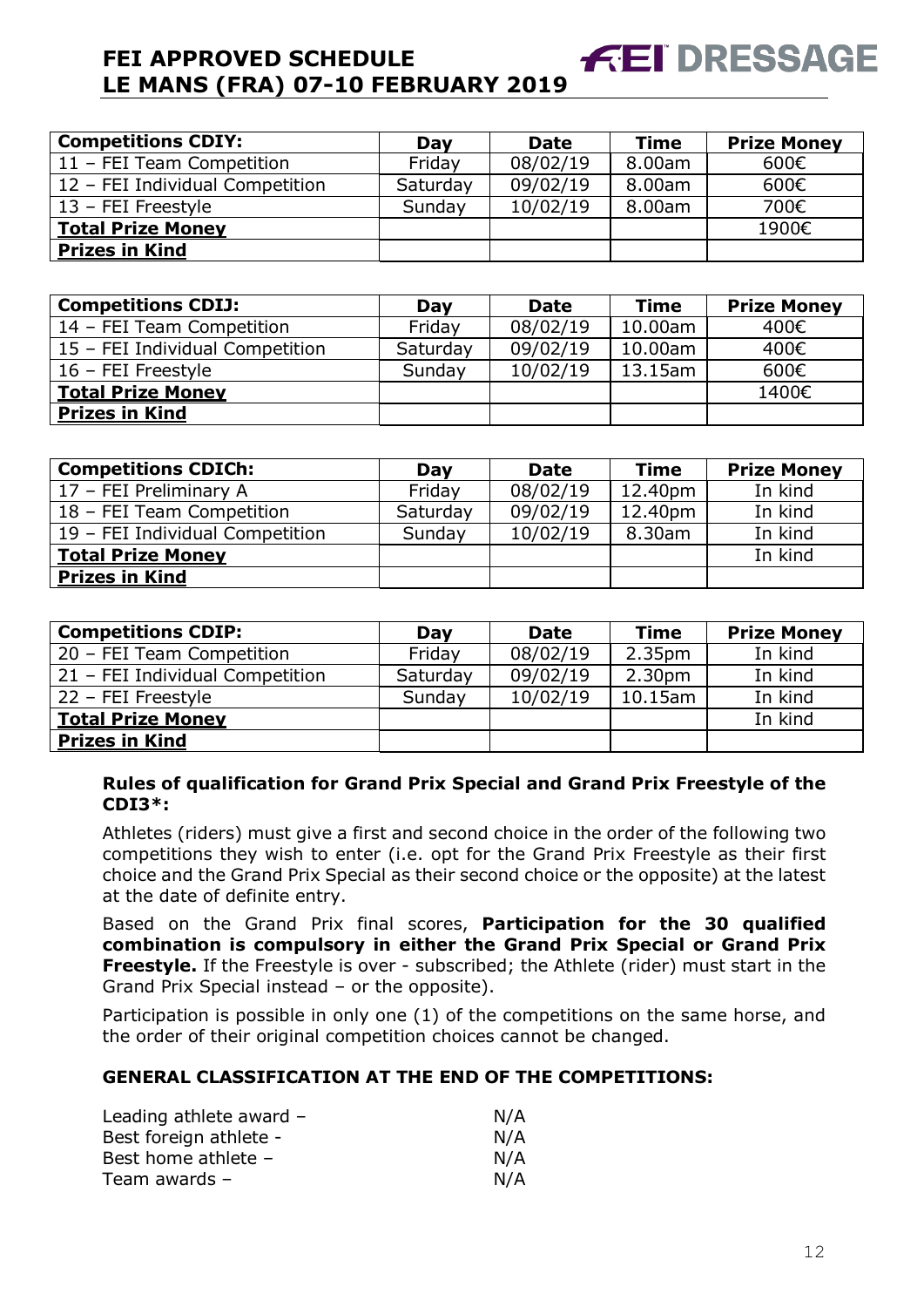| **Competitions CDIY:** | **Day** | **Date** | **Time** | **Prize Money** |
|---|---|---|---|---|
| 11 – FEI Team Competition | Friday | 08/02/19 | 8.00am | 600€ |
| 12 – FEI Individual Competition | Saturday | 09/02/19 | 8.00am | 600€ |
| 13 – FEI Freestyle | Sunday | 10/02/19 | 8.00am | 700€ |
| **Total Prize Money** | | | | 1900€ |
| **Prizes in Kind** | | | | |

| **Competitions CDIJ:** | **Day** | **Date** | **Time** | **Prize Money** |
|---|---|---|---|---|
| 14 – FEI Team Competition | Friday | 08/02/19 | 10.00am | 400€ |
| 15 – FEI Individual Competition | Saturday | 09/02/19 | 10.00am | 400€ |
| 16 – FEI Freestyle | Sunday | 10/02/19 | 13.15am | 600€ |
| **Total Prize Money** | | | | 1400€ |
| **Prizes in Kind** | | | | |

| **Competitions CDICh:** | **Day** | **Date** | **Time** | **Prize Money** |
|---|---|---|---|---|
| 17 – FEI Preliminary A | Friday | 08/02/19 | 12.40pm | In kind |
| 18 – FEI Team Competition | Saturday | 09/02/19 | 12.40pm | In kind |
| 19 – FEI Individual Competition | Sunday | 10/02/19 | 8.30am | In kind |
| **Total Prize Money** | | | | In kind |
| **Prizes in Kind** | | | | |

| **Competitions CDIP:** | **Day** | **Date** | **Time** | **Prize Money** |
|---|---|---|---|---|
| 20 – FEI Team Competition | Friday | 08/02/19 | 2.35pm | In kind |
| 21 – FEI Individual Competition | Saturday | 09/02/19 | 2.30pm | In kind |
| 22 – FEI Freestyle | Sunday | 10/02/19 | 10.15am | In kind |
| **Total Prize Money** | | | | In kind |
| **Prizes in Kind** | | | | |

**Rules of qualification for Grand Prix Special and Grand Prix Freestyle of the CDI3*:**

Athletes (riders) must give a first and second choice in the order of the following two competitions they wish to enter (i.e. opt for the Grand Prix Freestyle as their first choice and the Grand Prix Special as their second choice or the opposite) at the latest at the date of definite entry.

Based on the Grand Prix final scores, **Participation for the 30 qualified combination is compulsory in either the Grand Prix Special or Grand Prix Freestyle.** If the Freestyle is over - subscribed; the Athlete (rider) must start in the Grand Prix Special instead – or the opposite).

Participation is possible in only one (1) of the competitions on the same horse, and the order of their original competition choices cannot be changed.

**GENERAL CLASSIFICATION AT THE END OF THE COMPETITIONS:**

Leading athlete award – N/A
Best foreign athlete - N/A
Best home athlete – N/A
Team awards – N/A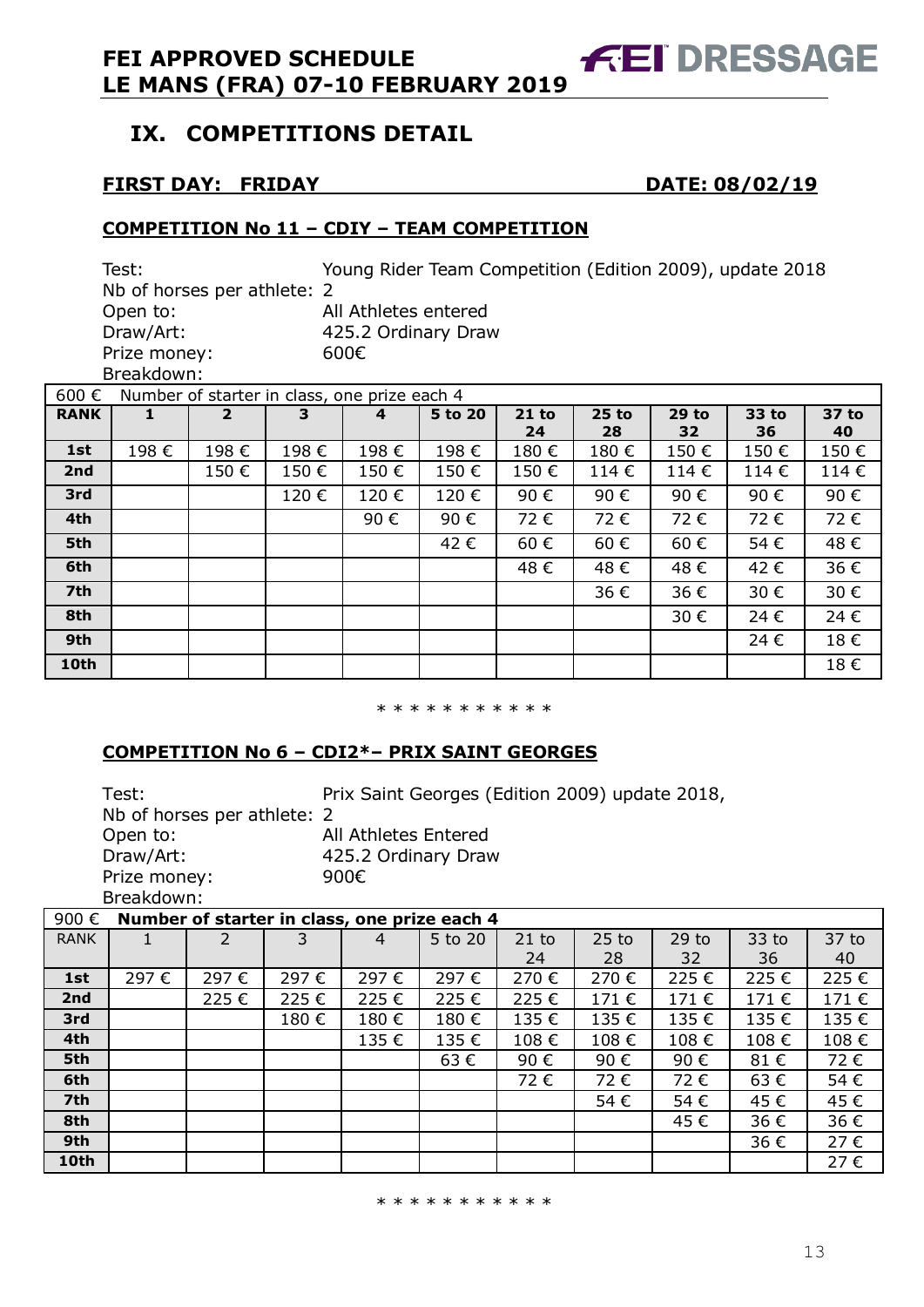## IX. COMPETITIONS DETAIL

### FIRST DAY: FRIDAY — DATE: 08/02/19

### COMPETITION No 11 – CDIY – TEAM COMPETITION

Test: Young Rider Team Competition (Edition 2009), update 2018
Nb of horses per athlete: 2
Open to: All Athletes entered
Draw/Art: 425.2 Ordinary Draw
Prize money: 600€
Breakdown:

| 600 € | Number of starter in class, one prize each 4 | | | | | | | | | |
|---|---|---|---|---|---|---|---|---|---|---|
| **RANK** | **1** | **2** | **3** | **4** | **5 to 20** | **21 to 24** | **25 to 28** | **29 to 32** | **33 to 36** | **37 to 40** |
| **1st** | 198 € | 198 € | 198 € | 198 € | 198 € | 180 € | 180 € | 150 € | 150 € | 150 € |
| **2nd** | | 150 € | 150 € | 150 € | 150 € | 150 € | 114 € | 114 € | 114 € | 114 € |
| **3rd** | | | 120 € | 120 € | 120 € | 90 € | 90 € | 90 € | 90 € | 90 € |
| **4th** | | | | 90 € | 90 € | 72 € | 72 € | 72 € | 72 € | 72 € |
| **5th** | | | | | 42 € | 60 € | 60 € | 60 € | 54 € | 48 € |
| **6th** | | | | | | 48 € | 48 € | 48 € | 42 € | 36 € |
| **7th** | | | | | | | 36 € | 36 € | 30 € | 30 € |
| **8th** | | | | | | | | 30 € | 24 € | 24 € |
| **9th** | | | | | | | | | 24 € | 18 € |
| **10th** | | | | | | | | | | 18 € |

* * * * * * * * * * *

### COMPETITION No 6 – CDI2*– PRIX SAINT GEORGES

Test: Prix Saint Georges (Edition 2009) update 2018,
Nb of horses per athlete: 2
Open to: All Athletes Entered
Draw/Art: 425.2 Ordinary Draw
Prize money: 900€
Breakdown:

| 900 € | **Number of starter in class, one prize each 4** | | | | | | | | | |
|---|---|---|---|---|---|---|---|---|---|---|
| RANK | 1 | 2 | 3 | 4 | 5 to 20 | 21 to 24 | 25 to 28 | 29 to 32 | 33 to 36 | 37 to 40 |
| **1st** | 297 € | 297 € | 297 € | 297 € | 297 € | 270 € | 270 € | 225 € | 225 € | 225 € |
| **2nd** | | 225 € | 225 € | 225 € | 225 € | 225 € | 171 € | 171 € | 171 € | 171 € |
| **3rd** | | | 180 € | 180 € | 180 € | 135 € | 135 € | 135 € | 135 € | 135 € |
| **4th** | | | | 135 € | 135 € | 108 € | 108 € | 108 € | 108 € | 108 € |
| **5th** | | | | | 63 € | 90 € | 90 € | 90 € | 81 € | 72 € |
| **6th** | | | | | | 72 € | 72 € | 72 € | 63 € | 54 € |
| **7th** | | | | | | | 54 € | 54 € | 45 € | 45 € |
| **8th** | | | | | | | | 45 € | 36 € | 36 € |
| **9th** | | | | | | | | | 36 € | 27 € |
| **10th** | | | | | | | | | | 27 € |

* * * * * * * * * * *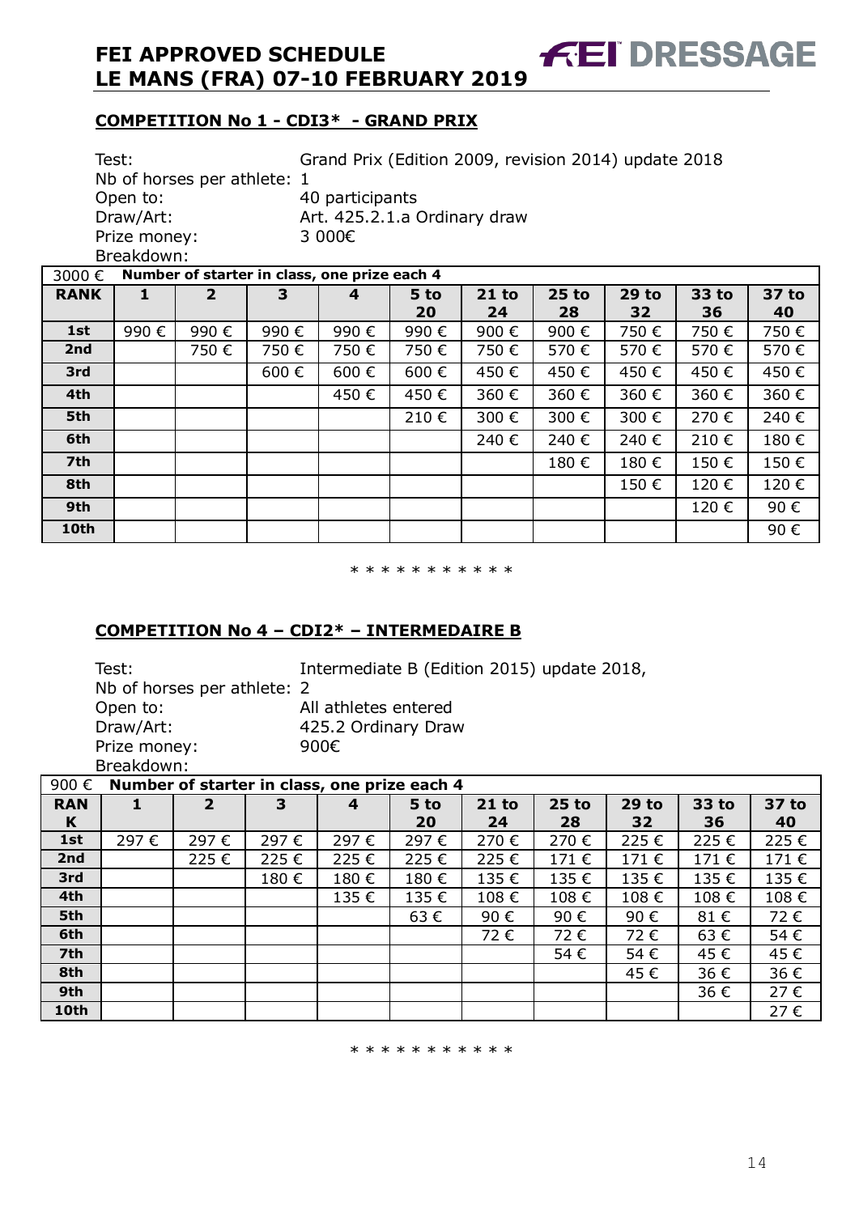## COMPETITION No 1 - CDI3* - GRAND PRIX

Test: Grand Prix (Edition 2009, revision 2014) update 2018
Nb of horses per athlete: 1
Open to: 40 participants
Draw/Art: Art. 425.2.1.a Ordinary draw
Prize money: 3 000€
Breakdown:

| 3000 € | Number of starter in class, one prize each 4 | | | | | | | | | |
|---|---|---|---|---|---|---|---|---|---|---|
| **RANK** | **1** | **2** | **3** | **4** | **5 to 20** | **21 to 24** | **25 to 28** | **29 to 32** | **33 to 36** | **37 to 40** |
| **1st** | 990 € | 990 € | 990 € | 990 € | 990 € | 900 € | 900 € | 750 € | 750 € | 750 € |
| **2nd** | | 750 € | 750 € | 750 € | 750 € | 750 € | 570 € | 570 € | 570 € | 570 € |
| **3rd** | | | 600 € | 600 € | 600 € | 450 € | 450 € | 450 € | 450 € | 450 € |
| **4th** | | | | 450 € | 450 € | 360 € | 360 € | 360 € | 360 € | 360 € |
| **5th** | | | | | 210 € | 300 € | 300 € | 300 € | 270 € | 240 € |
| **6th** | | | | | | 240 € | 240 € | 240 € | 210 € | 180 € |
| **7th** | | | | | | | 180 € | 180 € | 150 € | 150 € |
| **8th** | | | | | | | | 150 € | 120 € | 120 € |
| **9th** | | | | | | | | | 120 € | 90 € |
| **10th** | | | | | | | | | | 90 € |

* * * * * * * * * * *

## COMPETITION No 4 – CDI2* – INTERMEDAIRE B

Test: Intermediate B (Edition 2015) update 2018,
Nb of horses per athlete: 2
Open to: All athletes entered
Draw/Art: 425.2 Ordinary Draw
Prize money: 900€
Breakdown:

| 900 € | Number of starter in class, one prize each 4 | | | | | | | | | |
|---|---|---|---|---|---|---|---|---|---|---|
| **RANK** | **1** | **2** | **3** | **4** | **5 to 20** | **21 to 24** | **25 to 28** | **29 to 32** | **33 to 36** | **37 to 40** |
| **1st** | 297 € | 297 € | 297 € | 297 € | 297 € | 270 € | 270 € | 225 € | 225 € | 225 € |
| **2nd** | | 225 € | 225 € | 225 € | 225 € | 225 € | 171 € | 171 € | 171 € | 171 € |
| **3rd** | | | 180 € | 180 € | 180 € | 135 € | 135 € | 135 € | 135 € | 135 € |
| **4th** | | | | 135 € | 135 € | 108 € | 108 € | 108 € | 108 € | 108 € |
| **5th** | | | | | 63 € | 90 € | 90 € | 90 € | 81 € | 72 € |
| **6th** | | | | | | 72 € | 72 € | 72 € | 63 € | 54 € |
| **7th** | | | | | | | 54 € | 54 € | 45 € | 45 € |
| **8th** | | | | | | | | 45 € | 36 € | 36 € |
| **9th** | | | | | | | | | 36 € | 27 € |
| **10th** | | | | | | | | | | 27 € |

* * * * * * * * * * *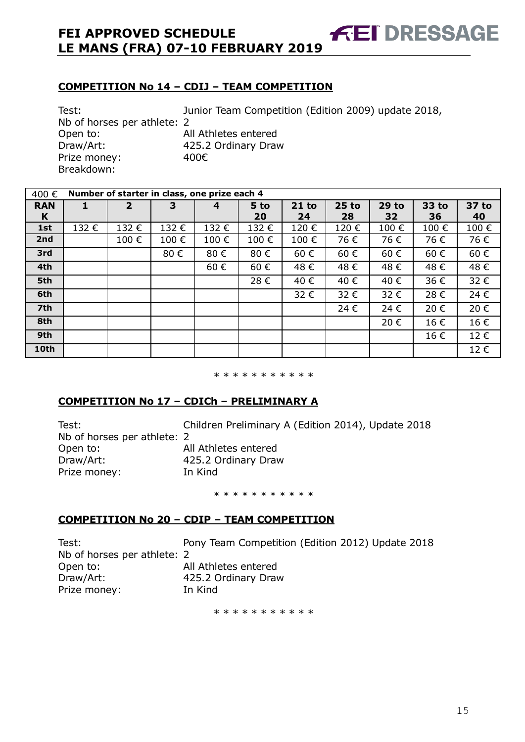## COMPETITION No 14 – CDIJ – TEAM COMPETITION

Test: Junior Team Competition (Edition 2009) update 2018,
Nb of horses per athlete: 2
Open to: All Athletes entered
Draw/Art: 425.2 Ordinary Draw
Prize money: 400€
Breakdown:

| 400 € | Number of starter in class, one prize each 4 | | | | | | | | | |
|---|---|---|---|---|---|---|---|---|---|---|
| **RANK** | **1** | **2** | **3** | **4** | **5 to 20** | **21 to 24** | **25 to 28** | **29 to 32** | **33 to 36** | **37 to 40** |
| **1st** | 132 € | 132 € | 132 € | 132 € | 132 € | 120 € | 120 € | 100 € | 100 € | 100 € |
| **2nd** | | 100 € | 100 € | 100 € | 100 € | 100 € | 76 € | 76 € | 76 € | 76 € |
| **3rd** | | | 80 € | 80 € | 80 € | 60 € | 60 € | 60 € | 60 € | 60 € |
| **4th** | | | | 60 € | 60 € | 48 € | 48 € | 48 € | 48 € | 48 € |
| **5th** | | | | | 28 € | 40 € | 40 € | 40 € | 36 € | 32 € |
| **6th** | | | | | | 32 € | 32 € | 32 € | 28 € | 24 € |
| **7th** | | | | | | | 24 € | 24 € | 20 € | 20 € |
| **8th** | | | | | | | | 20 € | 16 € | 16 € |
| **9th** | | | | | | | | | 16 € | 12 € |
| **10th** | | | | | | | | | | 12 € |

* * * * * * * * * * *

## COMPETITION No 17 – CDICh – PRELIMINARY A

Test: Children Preliminary A (Edition 2014), Update 2018
Nb of horses per athlete: 2
Open to: All Athletes entered
Draw/Art: 425.2 Ordinary Draw
Prize money: In Kind

* * * * * * * * * * *

## COMPETITION No 20 – CDIP – TEAM COMPETITION

Test: Pony Team Competition (Edition 2012) Update 2018
Nb of horses per athlete: 2
Open to: All Athletes entered
Draw/Art: 425.2 Ordinary Draw
Prize money: In Kind

* * * * * * * * * * *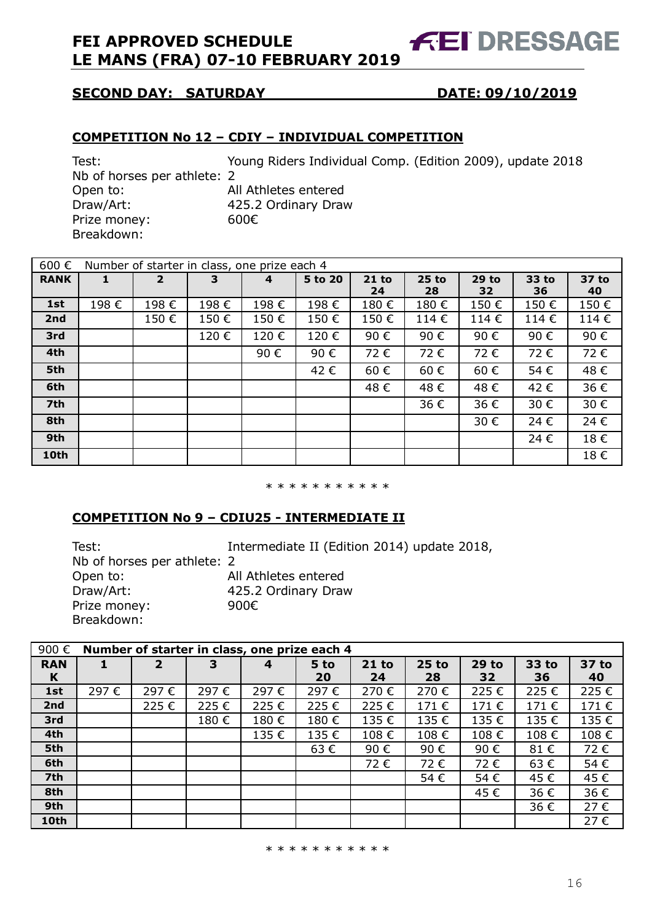## SECOND DAY: SATURDAY DATE: 09/10/2019

### COMPETITION No 12 – CDIY – INDIVIDUAL COMPETITION

Test: Young Riders Individual Comp. (Edition 2009), update 2018
Nb of horses per athlete: 2
Open to: All Athletes entered
Draw/Art: 425.2 Ordinary Draw
Prize money: 600€
Breakdown:

| 600 € | Number of starter in class, one prize each 4 | | | | | | | | | |
|---|---|---|---|---|---|---|---|---|---|---|
| **RANK** | **1** | **2** | **3** | **4** | **5 to 20** | **21 to 24** | **25 to 28** | **29 to 32** | **33 to 36** | **37 to 40** |
| **1st** | 198 € | 198 € | 198 € | 198 € | 198 € | 180 € | 180 € | 150 € | 150 € | 150 € |
| **2nd** | | 150 € | 150 € | 150 € | 150 € | 150 € | 114 € | 114 € | 114 € | 114 € |
| **3rd** | | | 120 € | 120 € | 120 € | 90 € | 90 € | 90 € | 90 € | 90 € |
| **4th** | | | | 90 € | 90 € | 72 € | 72 € | 72 € | 72 € | 72 € |
| **5th** | | | | | 42 € | 60 € | 60 € | 60 € | 54 € | 48 € |
| **6th** | | | | | | 48 € | 48 € | 48 € | 42 € | 36 € |
| **7th** | | | | | | | 36 € | 36 € | 30 € | 30 € |
| **8th** | | | | | | | | 30 € | 24 € | 24 € |
| **9th** | | | | | | | | | 24 € | 18 € |
| **10th** | | | | | | | | | | 18 € |

* * * * * * * * * * *

### COMPETITION No 9 – CDIU25 - INTERMEDIATE II

Test: Intermediate II (Edition 2014) update 2018,
Nb of horses per athlete: 2
Open to: All Athletes entered
Draw/Art: 425.2 Ordinary Draw
Prize money: 900€
Breakdown:

| 900 € | **Number of starter in class, one prize each 4** | | | | | | | | | |
|---|---|---|---|---|---|---|---|---|---|---|
| **RANK** | **1** | **2** | **3** | **4** | **5 to 20** | **21 to 24** | **25 to 28** | **29 to 32** | **33 to 36** | **37 to 40** |
| **1st** | 297 € | 297 € | 297 € | 297 € | 297 € | 270 € | 270 € | 225 € | 225 € | 225 € |
| **2nd** | | 225 € | 225 € | 225 € | 225 € | 225 € | 171 € | 171 € | 171 € | 171 € |
| **3rd** | | | 180 € | 180 € | 180 € | 135 € | 135 € | 135 € | 135 € | 135 € |
| **4th** | | | | 135 € | 135 € | 108 € | 108 € | 108 € | 108 € | 108 € |
| **5th** | | | | | 63 € | 90 € | 90 € | 90 € | 81 € | 72 € |
| **6th** | | | | | | 72 € | 72 € | 72 € | 63 € | 54 € |
| **7th** | | | | | | | 54 € | 54 € | 45 € | 45 € |
| **8th** | | | | | | | | 45 € | 36 € | 36 € |
| **9th** | | | | | | | | | 36 € | 27 € |
| **10th** | | | | | | | | | | 27 € |

* * * * * * * * * * *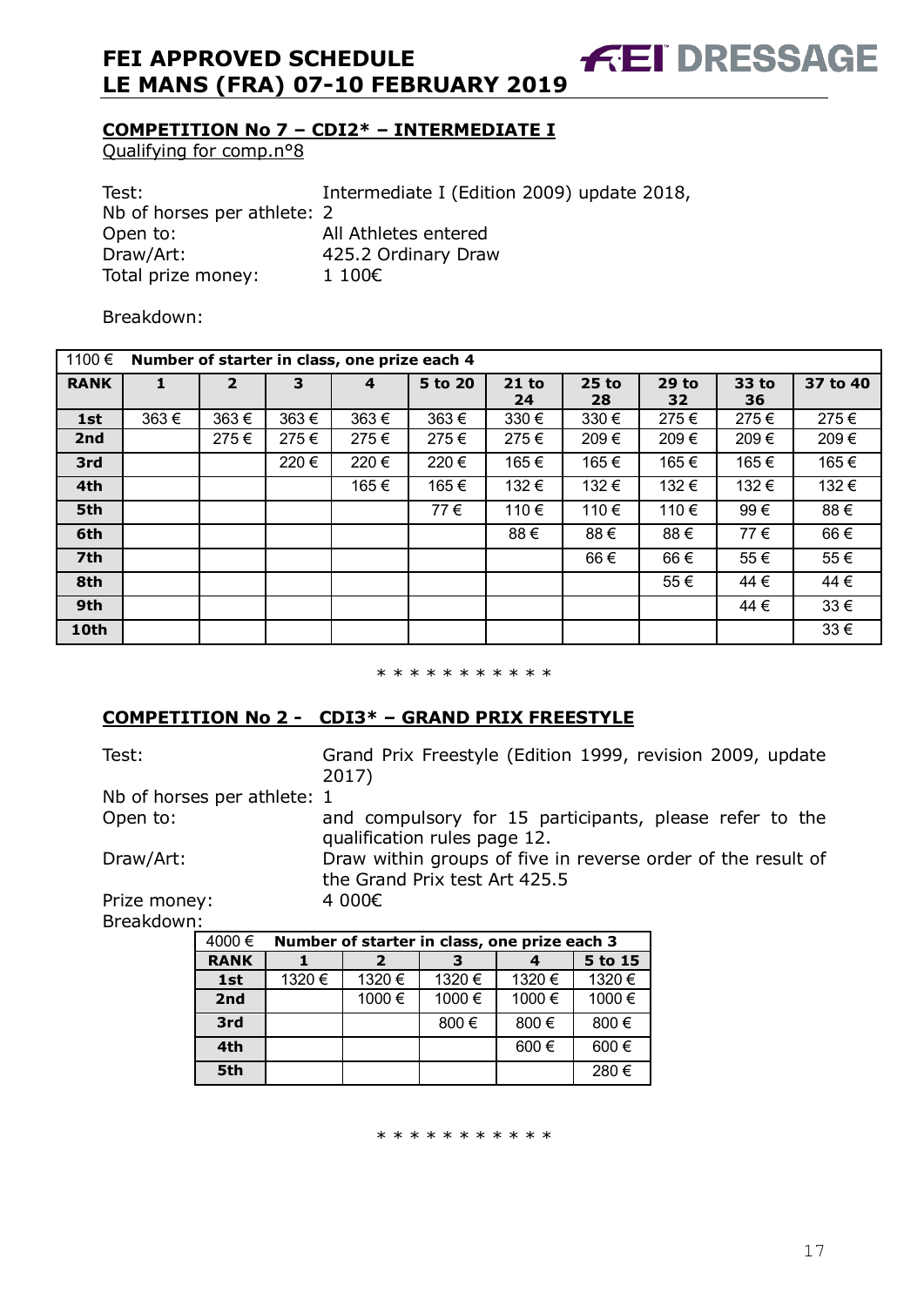## COMPETITION No 7 – CDI2* – INTERMEDIATE I

Qualifying for comp.n°8

Test: Intermediate I (Edition 2009) update 2018,
Nb of horses per athlete: 2
Open to: All Athletes entered
Draw/Art: 425.2 Ordinary Draw
Total prize money: 1 100€

Breakdown:

| 1100 € | Number of starter in class, one prize each 4 | | | | | | | | | |
|---|---|---|---|---|---|---|---|---|---|---|
| **RANK** | **1** | **2** | **3** | **4** | **5 to 20** | **21 to 24** | **25 to 28** | **29 to 32** | **33 to 36** | **37 to 40** |
| **1st** | 363 € | 363 € | 363 € | 363 € | 363 € | 330 € | 330 € | 275 € | 275 € | 275 € |
| **2nd** | | 275 € | 275 € | 275 € | 275 € | 275 € | 209 € | 209 € | 209 € | 209 € |
| **3rd** | | | 220 € | 220 € | 220 € | 165 € | 165 € | 165 € | 165 € | 165 € |
| **4th** | | | | 165 € | 165 € | 132 € | 132 € | 132 € | 132 € | 132 € |
| **5th** | | | | | 77 € | 110 € | 110 € | 110 € | 99 € | 88 € |
| **6th** | | | | | | 88 € | 88 € | 88 € | 77 € | 66 € |
| **7th** | | | | | | | 66 € | 66 € | 55 € | 55 € |
| **8th** | | | | | | | | 55 € | 44 € | 44 € |
| **9th** | | | | | | | | | 44 € | 33 € |
| **10th** | | | | | | | | | | 33 € |

* * * * * * * * * * *

## COMPETITION No 2 - CDI3* – GRAND PRIX FREESTYLE

Test: Grand Prix Freestyle (Edition 1999, revision 2009, update 2017)
Nb of horses per athlete: 1
Open to: and compulsory for 15 participants, please refer to the qualification rules page 12.
Draw/Art: Draw within groups of five in reverse order of the result of the Grand Prix test Art 425.5
Prize money: 4 000€
Breakdown:

| 4000 € | Number of starter in class, one prize each 3 | | | | |
|---|---|---|---|---|---|
| **RANK** | **1** | **2** | **3** | **4** | **5 to 15** |
| **1st** | 1320 € | 1320 € | 1320 € | 1320 € | 1320 € |
| **2nd** | | 1000 € | 1000 € | 1000 € | 1000 € |
| **3rd** | | | 800 € | 800 € | 800 € |
| **4th** | | | | 600 € | 600 € |
| **5th** | | | | | 280 € |

* * * * * * * * * * *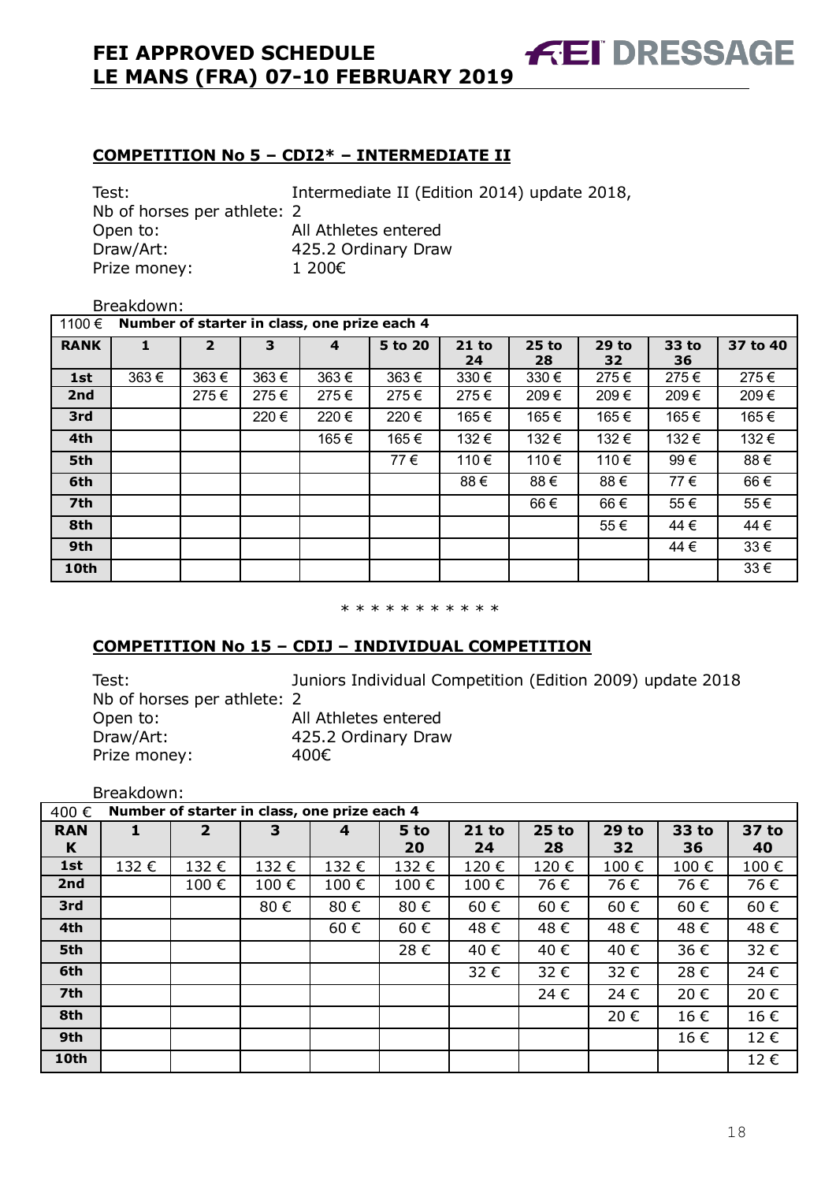## COMPETITION No 5 – CDI2* – INTERMEDIATE II

Test: Intermediate II (Edition 2014) update 2018,
Nb of horses per athlete: 2
Open to: All Athletes entered
Draw/Art: 425.2 Ordinary Draw
Prize money: 1 200€

Breakdown:

| 1100 € | Number of starter in class, one prize each 4 | | | | | | | | | |
|---|---|---|---|---|---|---|---|---|---|---|
| **RANK** | **1** | **2** | **3** | **4** | **5 to 20** | **21 to 24** | **25 to 28** | **29 to 32** | **33 to 36** | **37 to 40** |
| **1st** | 363 € | 363 € | 363 € | 363 € | 363 € | 330 € | 330 € | 275 € | 275 € | 275 € |
| **2nd** | | 275 € | 275 € | 275 € | 275 € | 275 € | 209 € | 209 € | 209 € | 209 € |
| **3rd** | | | 220 € | 220 € | 220 € | 165 € | 165 € | 165 € | 165 € | 165 € |
| **4th** | | | | 165 € | 165 € | 132 € | 132 € | 132 € | 132 € | 132 € |
| **5th** | | | | | 77 € | 110 € | 110 € | 110 € | 99 € | 88 € |
| **6th** | | | | | | 88 € | 88 € | 88 € | 77 € | 66 € |
| **7th** | | | | | | | 66 € | 66 € | 55 € | 55 € |
| **8th** | | | | | | | | 55 € | 44 € | 44 € |
| **9th** | | | | | | | | | 44 € | 33 € |
| **10th** | | | | | | | | | | 33 € |

* * * * * * * * * * *

## COMPETITION No 15 – CDIJ – INDIVIDUAL COMPETITION

Test: Juniors Individual Competition (Edition 2009) update 2018
Nb of horses per athlete: 2
Open to: All Athletes entered
Draw/Art: 425.2 Ordinary Draw
Prize money: 400€

Breakdown:

| 400 € | Number of starter in class, one prize each 4 | | | | | | | | | |
|---|---|---|---|---|---|---|---|---|---|---|
| **RANK** | **1** | **2** | **3** | **4** | **5 to 20** | **21 to 24** | **25 to 28** | **29 to 32** | **33 to 36** | **37 to 40** |
| **1st** | 132 € | 132 € | 132 € | 132 € | 132 € | 120 € | 120 € | 100 € | 100 € | 100 € |
| **2nd** | | 100 € | 100 € | 100 € | 100 € | 100 € | 76 € | 76 € | 76 € | 76 € |
| **3rd** | | | 80 € | 80 € | 80 € | 60 € | 60 € | 60 € | 60 € | 60 € |
| **4th** | | | | 60 € | 60 € | 48 € | 48 € | 48 € | 48 € | 48 € |
| **5th** | | | | | 28 € | 40 € | 40 € | 40 € | 36 € | 32 € |
| **6th** | | | | | | 32 € | 32 € | 32 € | 28 € | 24 € |
| **7th** | | | | | | | 24 € | 24 € | 20 € | 20 € |
| **8th** | | | | | | | | 20 € | 16 € | 16 € |
| **9th** | | | | | | | | | 16 € | 12 € |
| **10th** | | | | | | | | | | 12 € |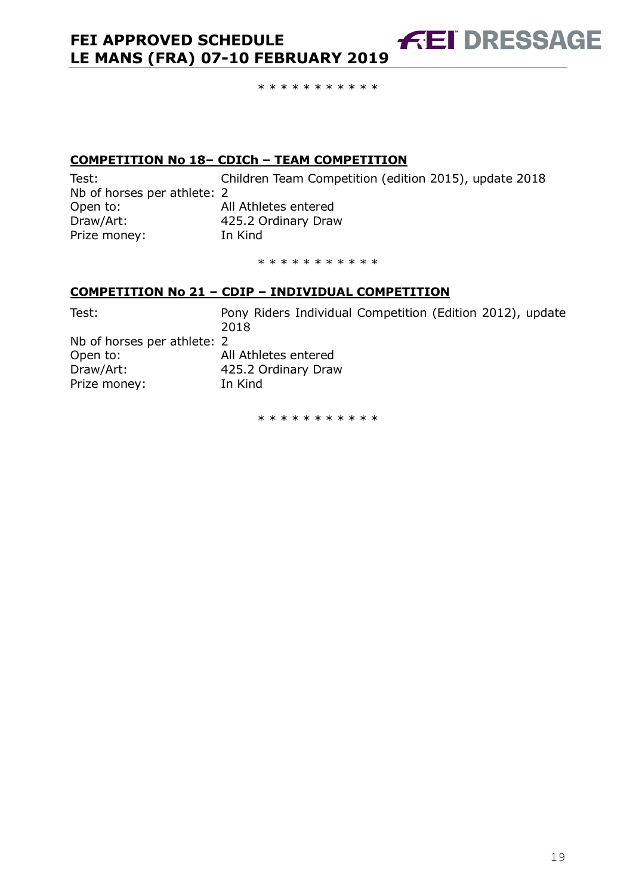\* \* \* \* \* \* \* \* \* \* \*

**COMPETITION No 18– CDICh – TEAM COMPETITION**

Test: Children Team Competition (edition 2015), update 2018
Nb of horses per athlete: 2
Open to: All Athletes entered
Draw/Art: 425.2 Ordinary Draw
Prize money: In Kind

\* \* \* \* \* \* \* \* \* \* \*

**COMPETITION No 21 – CDIP – INDIVIDUAL COMPETITION**

Test: Pony Riders Individual Competition (Edition 2012), update 2018
Nb of horses per athlete: 2
Open to: All Athletes entered
Draw/Art: 425.2 Ordinary Draw
Prize money: In Kind

\* \* \* \* \* \* \* \* \* \* \*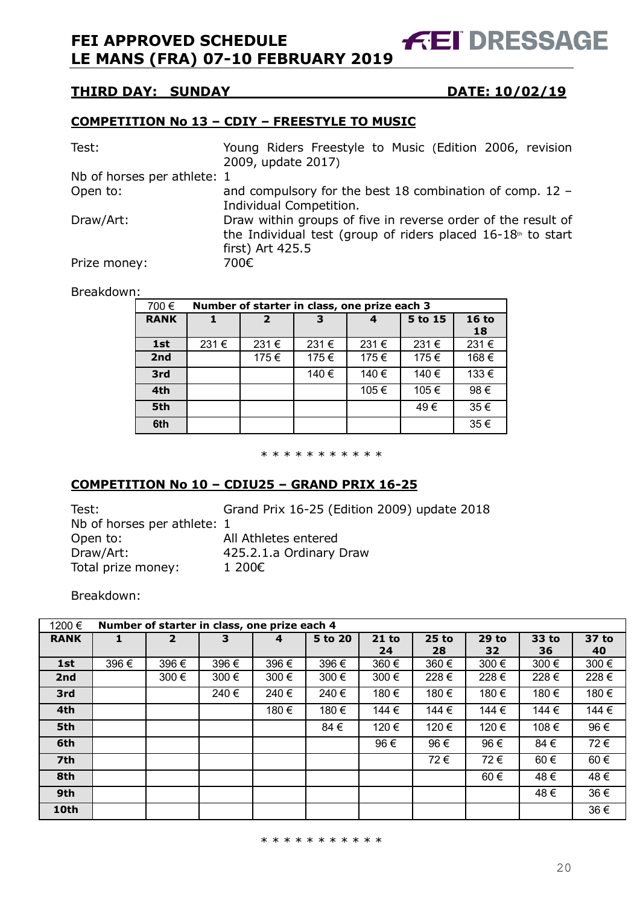## THIRD DAY: SUNDAY — DATE: 10/02/19

### COMPETITION No 13 – CDIY – FREESTYLE TO MUSIC

Test: Young Riders Freestyle to Music (Edition 2006, revision 2009, update 2017)

Nb of horses per athlete: 1

Open to: and compulsory for the best 18 combination of comp. 12 – Individual Competition.

Draw/Art: Draw within groups of five in reverse order of the result of the Individual test (group of riders placed 16-18th to start first) Art 425.5

Prize money: 700€

Breakdown:

| 700 € | Number of starter in class, one prize each 3 | | | | | |
|---|---|---|---|---|---|---|
| **RANK** | **1** | **2** | **3** | **4** | **5 to 15** | **16 to 18** |
| **1st** | 231 € | 231 € | 231 € | 231 € | 231 € | 231 € |
| **2nd** | | 175 € | 175 € | 175 € | 175 € | 168 € |
| **3rd** | | | 140 € | 140 € | 140 € | 133 € |
| **4th** | | | | 105 € | 105 € | 98 € |
| **5th** | | | | | 49 € | 35 € |
| **6th** | | | | | | 35 € |

\* * * * * * * * * * *

### COMPETITION No 10 – CDIU25 – GRAND PRIX 16-25

Test: Grand Prix 16-25 (Edition 2009) update 2018

Nb of horses per athlete: 1

Open to: All Athletes entered

Draw/Art: 425.2.1.a Ordinary Draw

Total prize money: 1 200€

Breakdown:

| 1200 € | Number of starter in class, one prize each 4 | | | | | | | | | |
|---|---|---|---|---|---|---|---|---|---|---|
| **RANK** | **1** | **2** | **3** | **4** | **5 to 20** | **21 to 24** | **25 to 28** | **29 to 32** | **33 to 36** | **37 to 40** |
| **1st** | 396 € | 396 € | 396 € | 396 € | 396 € | 360 € | 360 € | 300 € | 300 € | 300 € |
| **2nd** | | 300 € | 300 € | 300 € | 300 € | 300 € | 228 € | 228 € | 228 € | 228 € |
| **3rd** | | | 240 € | 240 € | 240 € | 180 € | 180 € | 180 € | 180 € | 180 € |
| **4th** | | | | 180 € | 180 € | 144 € | 144 € | 144 € | 144 € | 144 € |
| **5th** | | | | | 84 € | 120 € | 120 € | 120 € | 108 € | 96 € |
| **6th** | | | | | | 96 € | 96 € | 96 € | 84 € | 72 € |
| **7th** | | | | | | | 72 € | 72 € | 60 € | 60 € |
| **8th** | | | | | | | | 60 € | 48 € | 48 € |
| **9th** | | | | | | | | | 48 € | 36 € |
| **10th** | | | | | | | | | | 36 € |

\* * * * * * * * * * *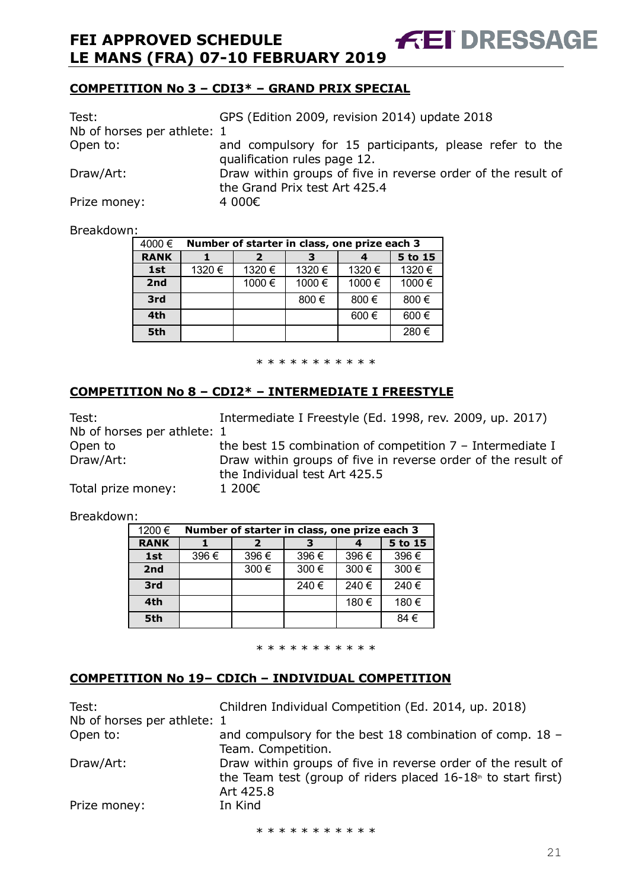## COMPETITION No 3 – CDI3* – GRAND PRIX SPECIAL

Test: GPS (Edition 2009, revision 2014) update 2018
Nb of horses per athlete: 1
Open to: and compulsory for 15 participants, please refer to the qualification rules page 12.
Draw/Art: Draw within groups of five in reverse order of the result of the Grand Prix test Art 425.4
Prize money: 4 000€

Breakdown:

| 4000 € | Number of starter in class, one prize each 3 | | | | |
|---|---|---|---|---|---|
| **RANK** | **1** | **2** | **3** | **4** | **5 to 15** |
| **1st** | 1320 € | 1320 € | 1320 € | 1320 € | 1320 € |
| **2nd** | | 1000 € | 1000 € | 1000 € | 1000 € |
| **3rd** | | | 800 € | 800 € | 800 € |
| **4th** | | | | 600 € | 600 € |
| **5th** | | | | | 280 € |

\* * * * * * * * * * *

## COMPETITION No 8 – CDI2* – INTERMEDIATE I FREESTYLE

Test: Intermediate I Freestyle (Ed. 1998, rev. 2009, up. 2017)
Nb of horses per athlete: 1
Open to the best 15 combination of competition 7 – Intermediate I
Draw/Art: Draw within groups of five in reverse order of the result of the Individual test Art 425.5
Total prize money: 1 200€

Breakdown:

| 1200 € | Number of starter in class, one prize each 3 | | | | |
|---|---|---|---|---|---|
| **RANK** | **1** | **2** | **3** | **4** | **5 to 15** |
| **1st** | 396 € | 396 € | 396 € | 396 € | 396 € |
| **2nd** | | 300 € | 300 € | 300 € | 300 € |
| **3rd** | | | 240 € | 240 € | 240 € |
| **4th** | | | | 180 € | 180 € |
| **5th** | | | | | 84 € |

\* * * * * * * * * * *

## COMPETITION No 19– CDICh – INDIVIDUAL COMPETITION

Test: Children Individual Competition (Ed. 2014, up. 2018)
Nb of horses per athlete: 1
Open to: and compulsory for the best 18 combination of comp. 18 – Team. Competition.
Draw/Art: Draw within groups of five in reverse order of the result of the Team test (group of riders placed 16-18th to start first) Art 425.8
Prize money: In Kind

\* * * * * * * * * * *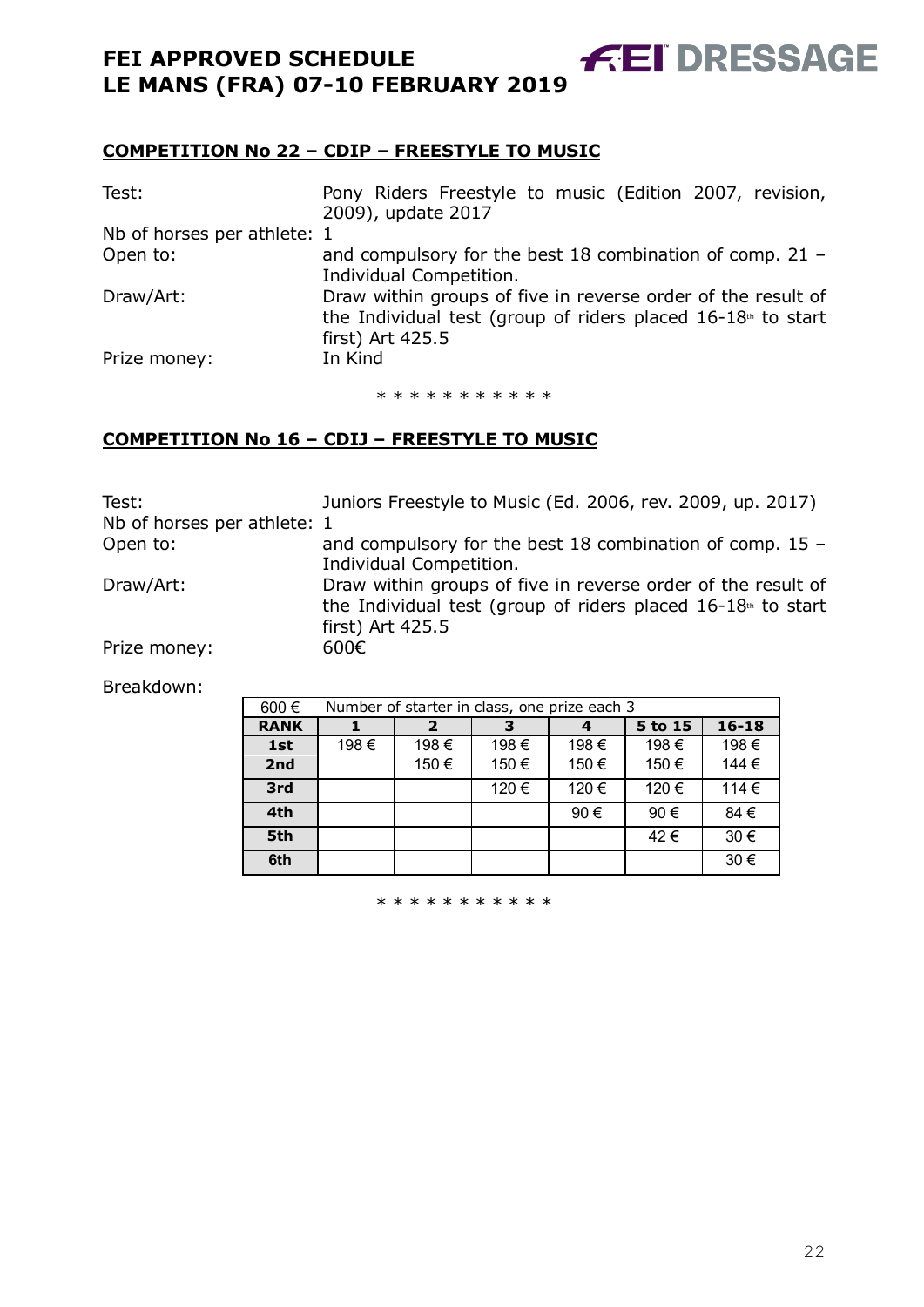## COMPETITION No 22 – CDIP – FREESTYLE TO MUSIC

Test: Pony Riders Freestyle to music (Edition 2007, revision, 2009), update 2017

Nb of horses per athlete: 1

Open to: and compulsory for the best 18 combination of comp. 21 – Individual Competition.

Draw/Art: Draw within groups of five in reverse order of the result of the Individual test (group of riders placed 16-18th to start first) Art 425.5

Prize money: In Kind

\* \* \* \* \* \* \* \* \* \* \*

## COMPETITION No 16 – CDIJ – FREESTYLE TO MUSIC

Test: Juniors Freestyle to Music (Ed. 2006, rev. 2009, up. 2017)

Nb of horses per athlete: 1

Open to: and compulsory for the best 18 combination of comp. 15 – Individual Competition.

Draw/Art: Draw within groups of five in reverse order of the result of the Individual test (group of riders placed 16-18th to start first) Art 425.5

Prize money: 600€

Breakdown:

| 600 € | Number of starter in class, one prize each 3 | | | | | |
|---|---|---|---|---|---|---|
| **RANK** | **1** | **2** | **3** | **4** | **5 to 15** | **16-18** |
| **1st** | 198 € | 198 € | 198 € | 198 € | 198 € | 198 € |
| **2nd** | | 150 € | 150 € | 150 € | 150 € | 144 € |
| **3rd** | | | 120 € | 120 € | 120 € | 114 € |
| **4th** | | | | 90 € | 90 € | 84 € |
| **5th** | | | | | 42 € | 30 € |
| **6th** | | | | | | 30 € |

\* \* \* \* \* \* \* \* \* \* \*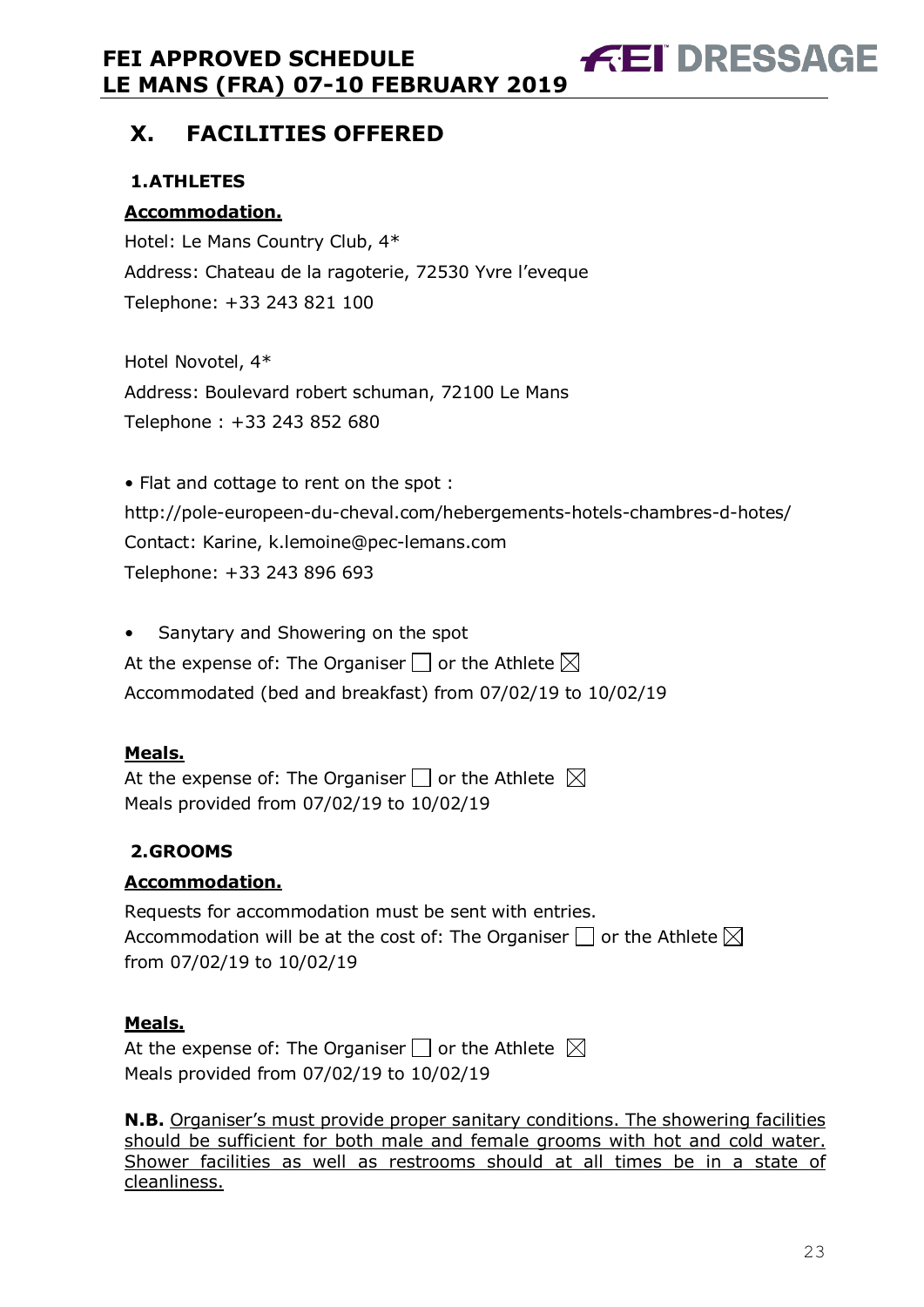# X. FACILITIES OFFERED

### 1. ATHLETES

**Accommodation.**

Hotel: Le Mans Country Club, 4*
Address: Chateau de la ragoterie, 72530 Yvre l'eveque
Telephone: +33 243 821 100

Hotel Novotel, 4*
Address: Boulevard robert schuman, 72100 Le Mans
Telephone : +33 243 852 680

- Flat and cottage to rent on the spot :
http://pole-europeen-du-cheval.com/hebergements-hotels-chambres-d-hotes/
Contact: Karine, k.lemoine@pec-lemans.com
Telephone: +33 243 896 693

- Sanytary and Showering on the spot

At the expense of: The Organiser ☐ or the Athlete ☒
Accommodated (bed and breakfast) from 07/02/19 to 10/02/19

**Meals.**

At the expense of: The Organiser ☐ or the Athlete ☒
Meals provided from 07/02/19 to 10/02/19

### 2. GROOMS

**Accommodation.**

Requests for accommodation must be sent with entries.
Accommodation will be at the cost of: The Organiser ☐ or the Athlete ☒
from 07/02/19 to 10/02/19

**Meals.**

At the expense of: The Organiser ☐ or the Athlete ☒
Meals provided from 07/02/19 to 10/02/19

**N.B.** Organiser's must provide proper sanitary conditions. The showering facilities should be sufficient for both male and female grooms with hot and cold water. Shower facilities as well as restrooms should at all times be in a state of cleanliness.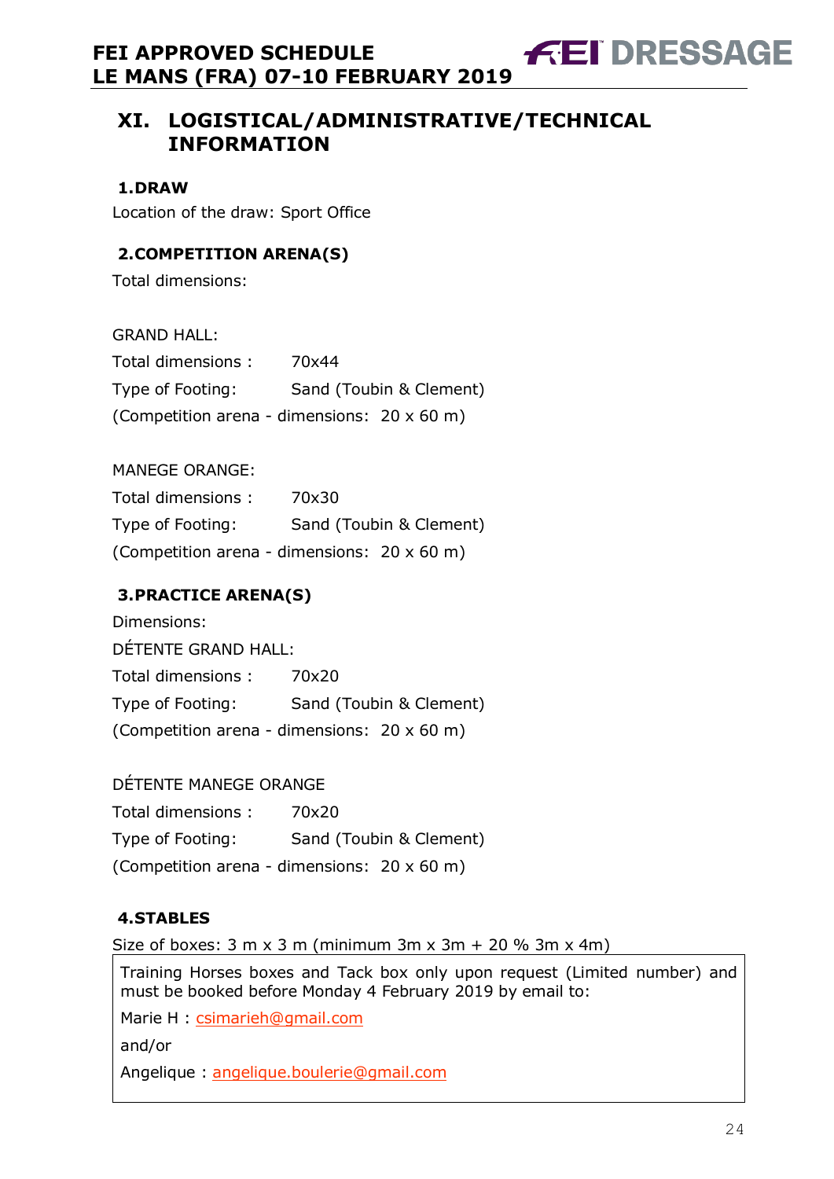## XI. LOGISTICAL/ADMINISTRATIVE/TECHNICAL INFORMATION

### 1.DRAW

Location of the draw: Sport Office

### 2.COMPETITION ARENA(S)

Total dimensions:

GRAND HALL:

Total dimensions : 70x44

Type of Footing: Sand (Toubin & Clement)

(Competition arena - dimensions: 20 x 60 m)

MANEGE ORANGE:

Total dimensions : 70x30

Type of Footing: Sand (Toubin & Clement)

(Competition arena - dimensions: 20 x 60 m)

### 3.PRACTICE ARENA(S)

Dimensions:

DÉTENTE GRAND HALL:

Total dimensions : 70x20

Type of Footing: Sand (Toubin & Clement)

(Competition arena - dimensions: 20 x 60 m)

DÉTENTE MANEGE ORANGE

Total dimensions : 70x20

Type of Footing: Sand (Toubin & Clement)

(Competition arena - dimensions: 20 x 60 m)

### 4.STABLES

Size of boxes: 3 m x 3 m (minimum 3m x 3m + 20 % 3m x 4m)

Training Horses boxes and Tack box only upon request (Limited number) and must be booked before Monday 4 February 2019 by email to:

Marie H : csimarieh@gmail.com

and/or

Angelique : angelique.boulerie@gmail.com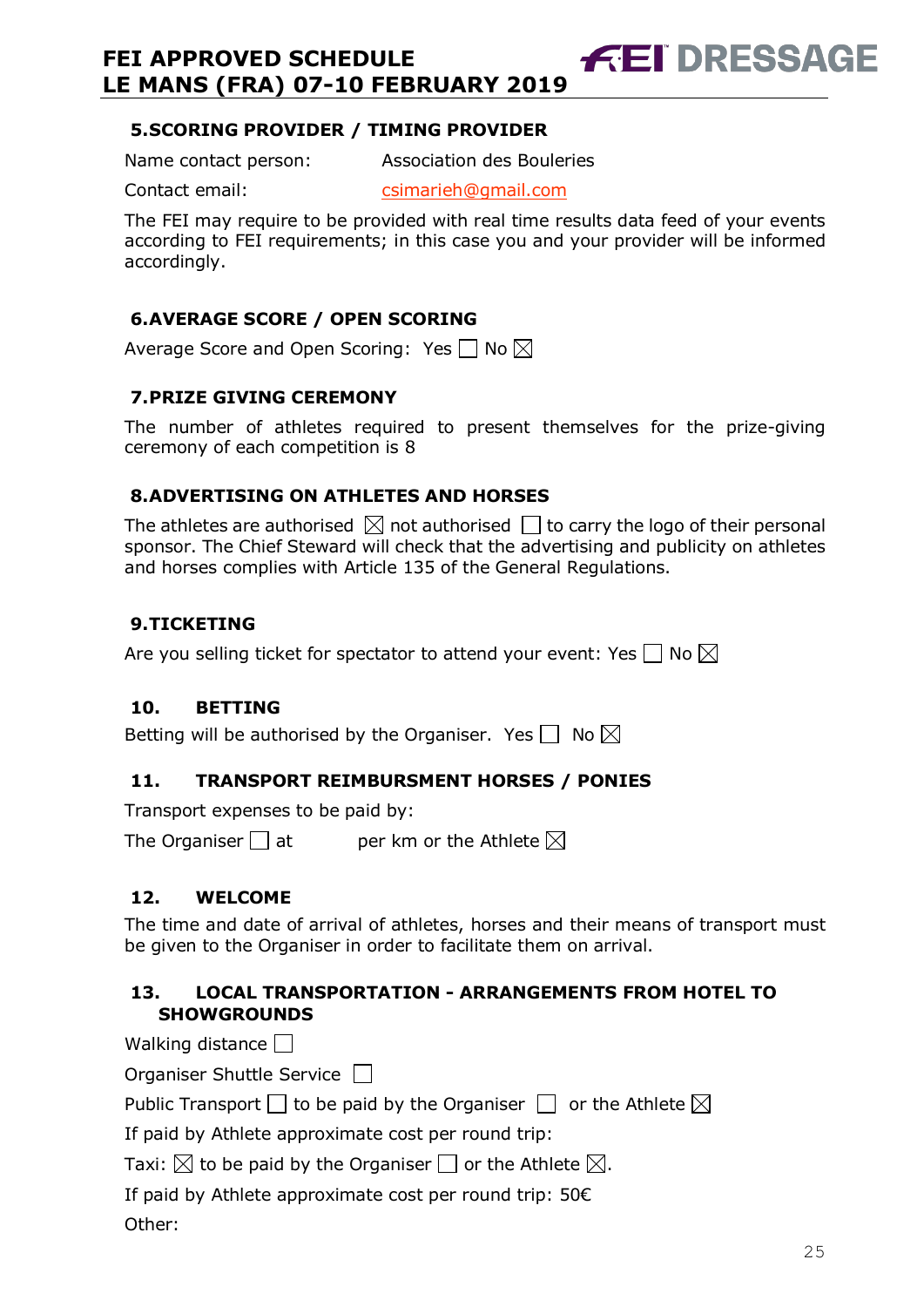## 5. SCORING PROVIDER / TIMING PROVIDER

Name contact person: Association des Bouleries

Contact email: csimarieh@gmail.com

The FEI may require to be provided with real time results data feed of your events according to FEI requirements; in this case you and your provider will be informed accordingly.

## 6. AVERAGE SCORE / OPEN SCORING

Average Score and Open Scoring: Yes ☐ No ☒

## 7. PRIZE GIVING CEREMONY

The number of athletes required to present themselves for the prize-giving ceremony of each competition is 8

## 8. ADVERTISING ON ATHLETES AND HORSES

The athletes are authorised ☒ not authorised ☐ to carry the logo of their personal sponsor. The Chief Steward will check that the advertising and publicity on athletes and horses complies with Article 135 of the General Regulations.

## 9. TICKETING

Are you selling ticket for spectator to attend your event: Yes ☐ No ☒

## 10. BETTING

Betting will be authorised by the Organiser. Yes ☐ No ☒

## 11. TRANSPORT REIMBURSMENT HORSES / PONIES

Transport expenses to be paid by:

The Organiser ☐ at per km or the Athlete ☒

## 12. WELCOME

The time and date of arrival of athletes, horses and their means of transport must be given to the Organiser in order to facilitate them on arrival.

## 13. LOCAL TRANSPORTATION - ARRANGEMENTS FROM HOTEL TO SHOWGROUNDS

Walking distance ☐

Organiser Shuttle Service ☐

Public Transport ☐ to be paid by the Organiser ☐ or the Athlete ☒

If paid by Athlete approximate cost per round trip:

Taxi: ☒ to be paid by the Organiser ☐ or the Athlete ☒.

If paid by Athlete approximate cost per round trip: 50€

Other: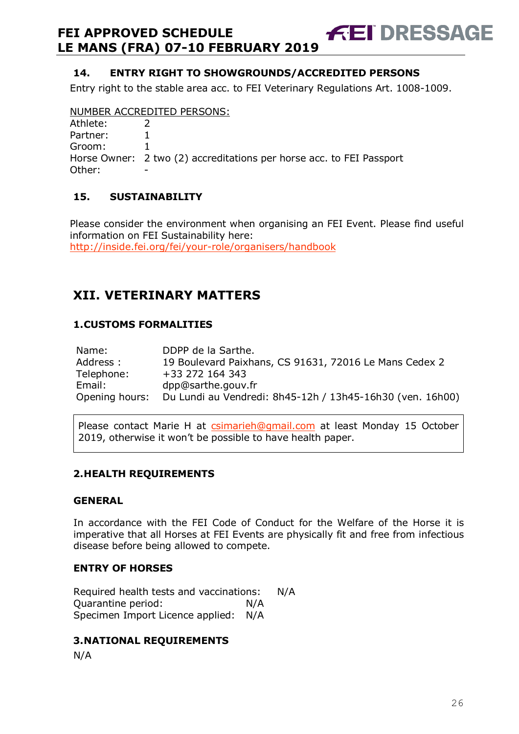### 14. ENTRY RIGHT TO SHOWGROUNDS/ACCREDITED PERSONS

Entry right to the stable area acc. to FEI Veterinary Regulations Art. 1008-1009.

NUMBER ACCREDITED PERSONS:

Athlete: 2
Partner: 1
Groom: 1
Horse Owner: 2 two (2) accreditations per horse acc. to FEI Passport
Other: -

### 15. SUSTAINABILITY

Please consider the environment when organising an FEI Event. Please find useful information on FEI Sustainability here:
http://inside.fei.org/fei/your-role/organisers/handbook

## XII. VETERINARY MATTERS

### 1.CUSTOMS FORMALITIES

| | |
|---|---|
| Name: | DDPP de la Sarthe. |
| Address : | 19 Boulevard Paixhans, CS 91631, 72016 Le Mans Cedex 2 |
| Telephone: | +33 272 164 343 |
| Email: | dpp@sarthe.gouv.fr |
| Opening hours: | Du Lundi au Vendredi: 8h45-12h / 13h45-16h30 (ven. 16h00) |

Please contact Marie H at csimarieh@gmail.com at least Monday 15 October 2019, otherwise it won't be possible to have health paper.

### 2.HEALTH REQUIREMENTS

#### GENERAL

In accordance with the FEI Code of Conduct for the Welfare of the Horse it is imperative that all Horses at FEI Events are physically fit and free from infectious disease before being allowed to compete.

#### ENTRY OF HORSES

Required health tests and vaccinations: N/A
Quarantine period: N/A
Specimen Import Licence applied: N/A

### 3.NATIONAL REQUIREMENTS

N/A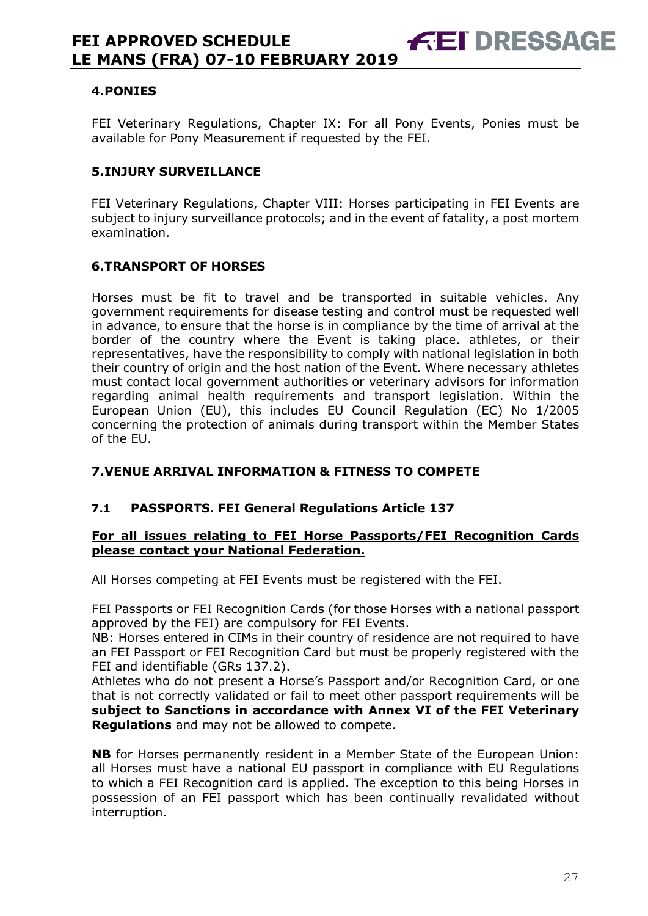## 4. PONIES

FEI Veterinary Regulations, Chapter IX: For all Pony Events, Ponies must be available for Pony Measurement if requested by the FEI.

## 5. INJURY SURVEILLANCE

FEI Veterinary Regulations, Chapter VIII: Horses participating in FEI Events are subject to injury surveillance protocols; and in the event of fatality, a post mortem examination.

## 6. TRANSPORT OF HORSES

Horses must be fit to travel and be transported in suitable vehicles. Any government requirements for disease testing and control must be requested well in advance, to ensure that the horse is in compliance by the time of arrival at the border of the country where the Event is taking place. athletes, or their representatives, have the responsibility to comply with national legislation in both their country of origin and the host nation of the Event. Where necessary athletes must contact local government authorities or veterinary advisors for information regarding animal health requirements and transport legislation. Within the European Union (EU), this includes EU Council Regulation (EC) No 1/2005 concerning the protection of animals during transport within the Member States of the EU.

## 7. VENUE ARRIVAL INFORMATION & FITNESS TO COMPETE

### 7.1 PASSPORTS. FEI General Regulations Article 137

**For all issues relating to FEI Horse Passports/FEI Recognition Cards please contact your National Federation.**

All Horses competing at FEI Events must be registered with the FEI.

FEI Passports or FEI Recognition Cards (for those Horses with a national passport approved by the FEI) are compulsory for FEI Events.
NB: Horses entered in CIMs in their country of residence are not required to have an FEI Passport or FEI Recognition Card but must be properly registered with the FEI and identifiable (GRs 137.2).
Athletes who do not present a Horse's Passport and/or Recognition Card, or one that is not correctly validated or fail to meet other passport requirements will be **subject to Sanctions in accordance with Annex VI of the FEI Veterinary Regulations** and may not be allowed to compete.

**NB** for Horses permanently resident in a Member State of the European Union: all Horses must have a national EU passport in compliance with EU Regulations to which a FEI Recognition card is applied. The exception to this being Horses in possession of an FEI passport which has been continually revalidated without interruption.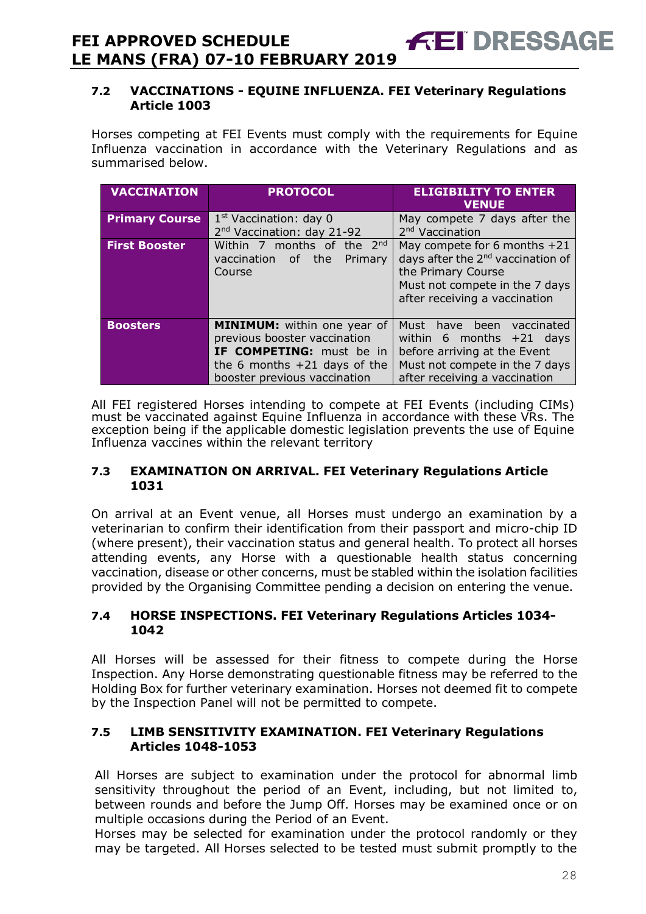### 7.2 VACCINATIONS - EQUINE INFLUENZA. FEI Veterinary Regulations Article 1003

Horses competing at FEI Events must comply with the requirements for Equine Influenza vaccination in accordance with the Veterinary Regulations and as summarised below.

| VACCINATION | PROTOCOL | ELIGIBILITY TO ENTER VENUE |
|---|---|---|
| **Primary Course** | 1st Vaccination: day 0<br>2nd Vaccination: day 21-92 | May compete 7 days after the 2nd Vaccination |
| **First Booster** | Within 7 months of the 2nd vaccination of the Primary Course | May compete for 6 months +21 days after the 2nd vaccination of the Primary Course<br>Must not compete in the 7 days after receiving a vaccination |
| **Boosters** | **MINIMUM:** within one year of previous booster vaccination<br>**IF COMPETING:** must be in the 6 months +21 days of the booster previous vaccination | Must have been vaccinated within 6 months +21 days before arriving at the Event<br>Must not compete in the 7 days after receiving a vaccination |

All FEI registered Horses intending to compete at FEI Events (including CIMs) must be vaccinated against Equine Influenza in accordance with these VRs. The exception being if the applicable domestic legislation prevents the use of Equine Influenza vaccines within the relevant territory

### 7.3 EXAMINATION ON ARRIVAL. FEI Veterinary Regulations Article 1031

On arrival at an Event venue, all Horses must undergo an examination by a veterinarian to confirm their identification from their passport and micro-chip ID (where present), their vaccination status and general health. To protect all horses attending events, any Horse with a questionable health status concerning vaccination, disease or other concerns, must be stabled within the isolation facilities provided by the Organising Committee pending a decision on entering the venue.

### 7.4 HORSE INSPECTIONS. FEI Veterinary Regulations Articles 1034-1042

All Horses will be assessed for their fitness to compete during the Horse Inspection. Any Horse demonstrating questionable fitness may be referred to the Holding Box for further veterinary examination. Horses not deemed fit to compete by the Inspection Panel will not be permitted to compete.

### 7.5 LIMB SENSITIVITY EXAMINATION. FEI Veterinary Regulations Articles 1048-1053

All Horses are subject to examination under the protocol for abnormal limb sensitivity throughout the period of an Event, including, but not limited to, between rounds and before the Jump Off. Horses may be examined once or on multiple occasions during the Period of an Event.
Horses may be selected for examination under the protocol randomly or they may be targeted. All Horses selected to be tested must submit promptly to the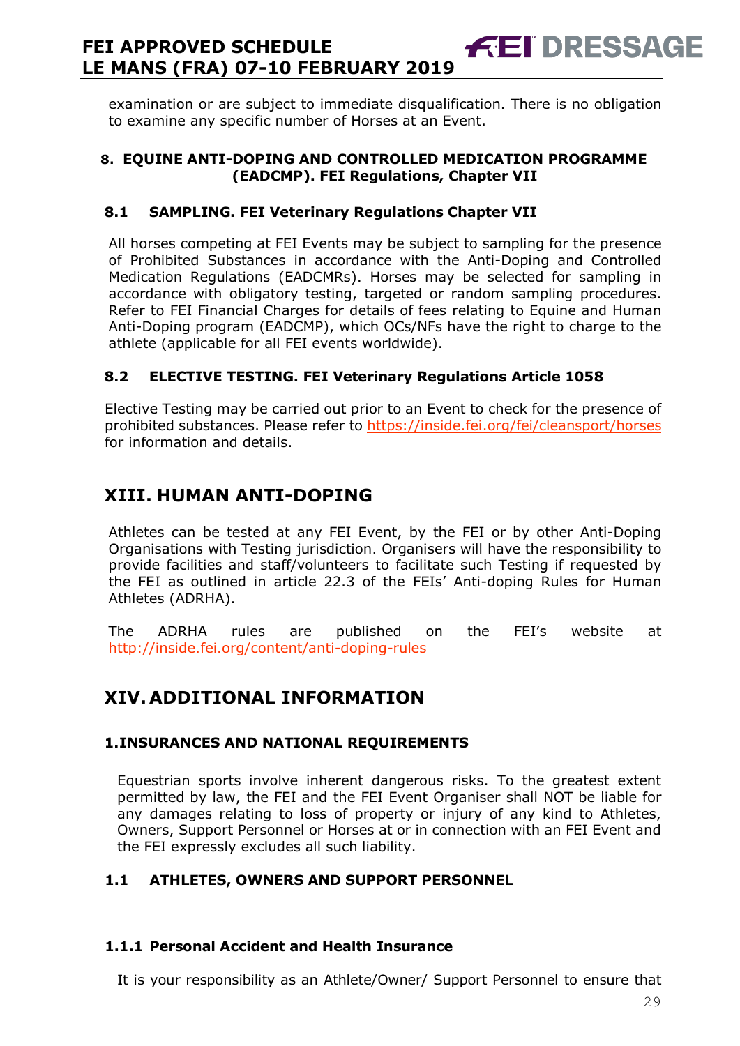examination or are subject to immediate disqualification. There is no obligation to examine any specific number of Horses at an Event.

#### 8. EQUINE ANTI-DOPING AND CONTROLLED MEDICATION PROGRAMME (EADCMP). FEI Regulations, Chapter VII

#### 8.1 SAMPLING. FEI Veterinary Regulations Chapter VII

All horses competing at FEI Events may be subject to sampling for the presence of Prohibited Substances in accordance with the Anti-Doping and Controlled Medication Regulations (EADCMRs). Horses may be selected for sampling in accordance with obligatory testing, targeted or random sampling procedures. Refer to FEI Financial Charges for details of fees relating to Equine and Human Anti-Doping program (EADCMP), which OCs/NFs have the right to charge to the athlete (applicable for all FEI events worldwide).

#### 8.2 ELECTIVE TESTING. FEI Veterinary Regulations Article 1058

Elective Testing may be carried out prior to an Event to check for the presence of prohibited substances. Please refer to https://inside.fei.org/fei/cleansport/horses for information and details.

## XIII. HUMAN ANTI-DOPING

Athletes can be tested at any FEI Event, by the FEI or by other Anti-Doping Organisations with Testing jurisdiction. Organisers will have the responsibility to provide facilities and staff/volunteers to facilitate such Testing if requested by the FEI as outlined in article 22.3 of the FEIs' Anti-doping Rules for Human Athletes (ADRHA).

The ADRHA rules are published on the FEI's website at http://inside.fei.org/content/anti-doping-rules

## XIV. ADDITIONAL INFORMATION

#### 1. INSURANCES AND NATIONAL REQUIREMENTS

Equestrian sports involve inherent dangerous risks. To the greatest extent permitted by law, the FEI and the FEI Event Organiser shall NOT be liable for any damages relating to loss of property or injury of any kind to Athletes, Owners, Support Personnel or Horses at or in connection with an FEI Event and the FEI expressly excludes all such liability.

#### 1.1 ATHLETES, OWNERS AND SUPPORT PERSONNEL

#### 1.1.1 Personal Accident and Health Insurance

It is your responsibility as an Athlete/Owner/ Support Personnel to ensure that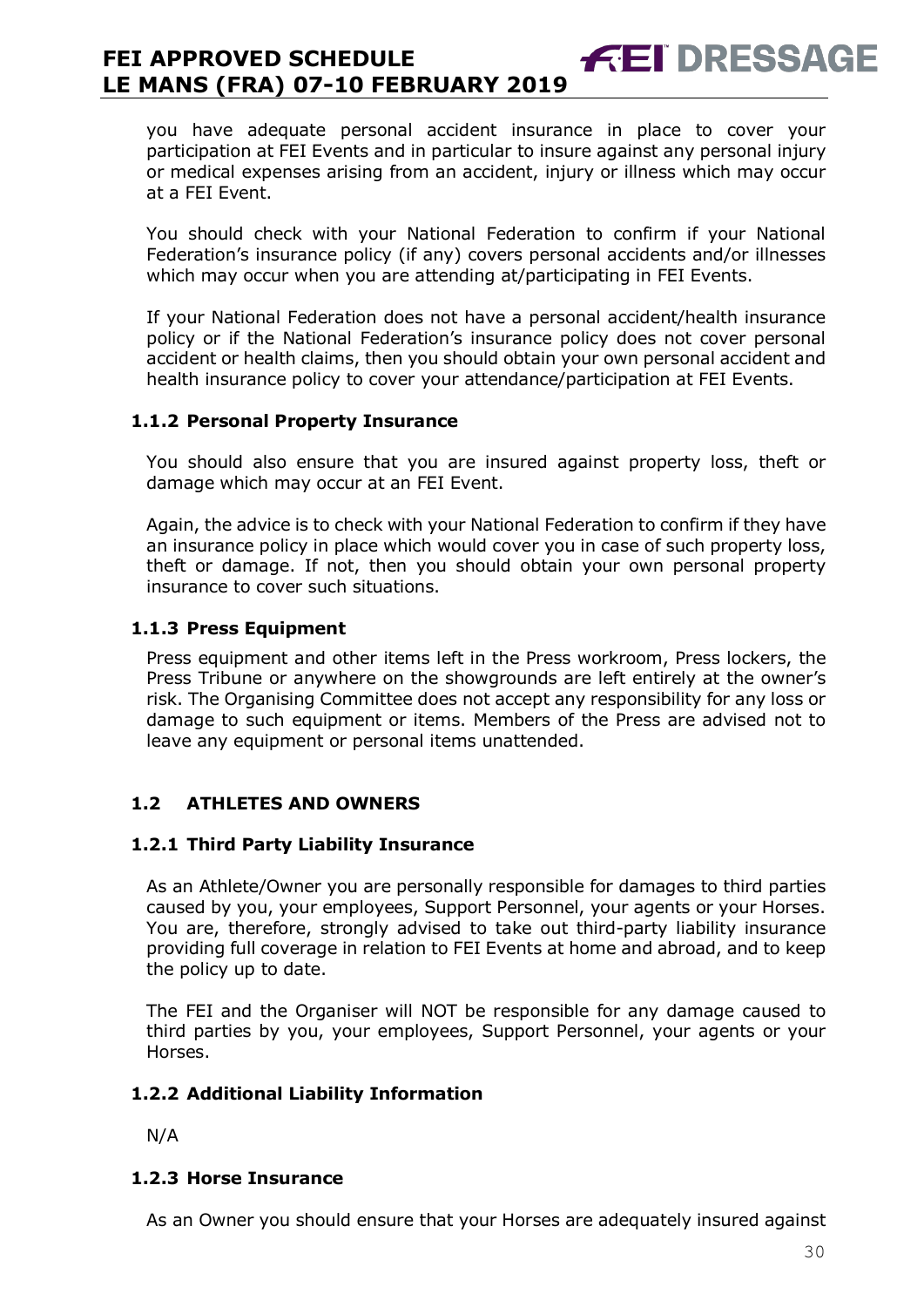you have adequate personal accident insurance in place to cover your participation at FEI Events and in particular to insure against any personal injury or medical expenses arising from an accident, injury or illness which may occur at a FEI Event.

You should check with your National Federation to confirm if your National Federation's insurance policy (if any) covers personal accidents and/or illnesses which may occur when you are attending at/participating in FEI Events.

If your National Federation does not have a personal accident/health insurance policy or if the National Federation's insurance policy does not cover personal accident or health claims, then you should obtain your own personal accident and health insurance policy to cover your attendance/participation at FEI Events.

#### 1.1.2 Personal Property Insurance

You should also ensure that you are insured against property loss, theft or damage which may occur at an FEI Event.

Again, the advice is to check with your National Federation to confirm if they have an insurance policy in place which would cover you in case of such property loss, theft or damage. If not, then you should obtain your own personal property insurance to cover such situations.

#### 1.1.3 Press Equipment

Press equipment and other items left in the Press workroom, Press lockers, the Press Tribune or anywhere on the showgrounds are left entirely at the owner's risk. The Organising Committee does not accept any responsibility for any loss or damage to such equipment or items. Members of the Press are advised not to leave any equipment or personal items unattended.

### 1.2 ATHLETES AND OWNERS

#### 1.2.1 Third Party Liability Insurance

As an Athlete/Owner you are personally responsible for damages to third parties caused by you, your employees, Support Personnel, your agents or your Horses. You are, therefore, strongly advised to take out third-party liability insurance providing full coverage in relation to FEI Events at home and abroad, and to keep the policy up to date.

The FEI and the Organiser will NOT be responsible for any damage caused to third parties by you, your employees, Support Personnel, your agents or your Horses.

#### 1.2.2 Additional Liability Information

N/A

#### 1.2.3 Horse Insurance

As an Owner you should ensure that your Horses are adequately insured against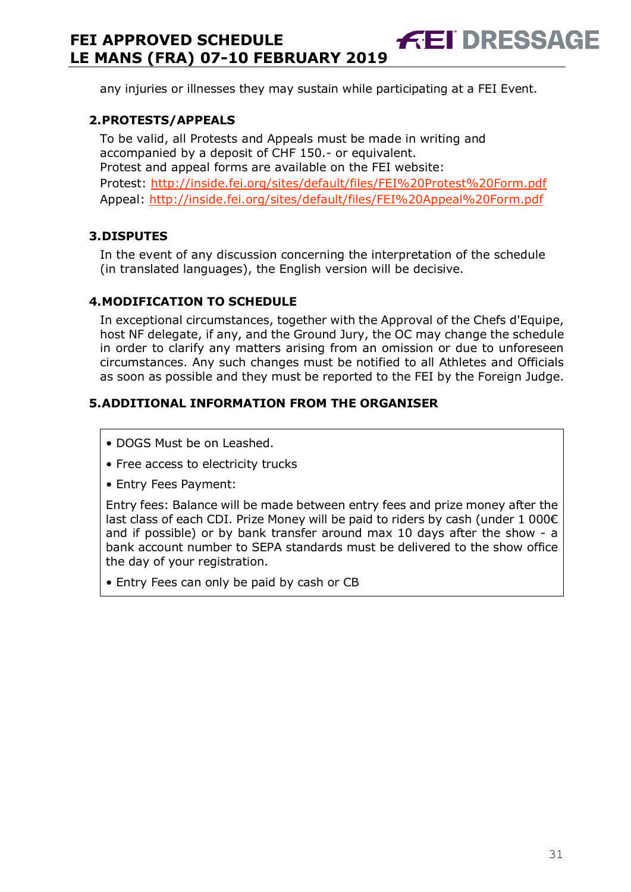any injuries or illnesses they may sustain while participating at a FEI Event.

## 2. PROTESTS/APPEALS

To be valid, all Protests and Appeals must be made in writing and accompanied by a deposit of CHF 150.- or equivalent.
Protest and appeal forms are available on the FEI website:
Protest: http://inside.fei.org/sites/default/files/FEI%20Protest%20Form.pdf
Appeal: http://inside.fei.org/sites/default/files/FEI%20Appeal%20Form.pdf

## 3. DISPUTES

In the event of any discussion concerning the interpretation of the schedule (in translated languages), the English version will be decisive.

## 4. MODIFICATION TO SCHEDULE

In exceptional circumstances, together with the Approval of the Chefs d'Equipe, host NF delegate, if any, and the Ground Jury, the OC may change the schedule in order to clarify any matters arising from an omission or due to unforeseen circumstances. Any such changes must be notified to all Athletes and Officials as soon as possible and they must be reported to the FEI by the Foreign Judge.

## 5. ADDITIONAL INFORMATION FROM THE ORGANISER

- DOGS Must be on Leashed.
- Free access to electricity trucks
- Entry Fees Payment:

Entry fees: Balance will be made between entry fees and prize money after the last class of each CDI. Prize Money will be paid to riders by cash (under 1 000€ and if possible) or by bank transfer around max 10 days after the show - a bank account number to SEPA standards must be delivered to the show office the day of your registration.

- Entry Fees can only be paid by cash or CB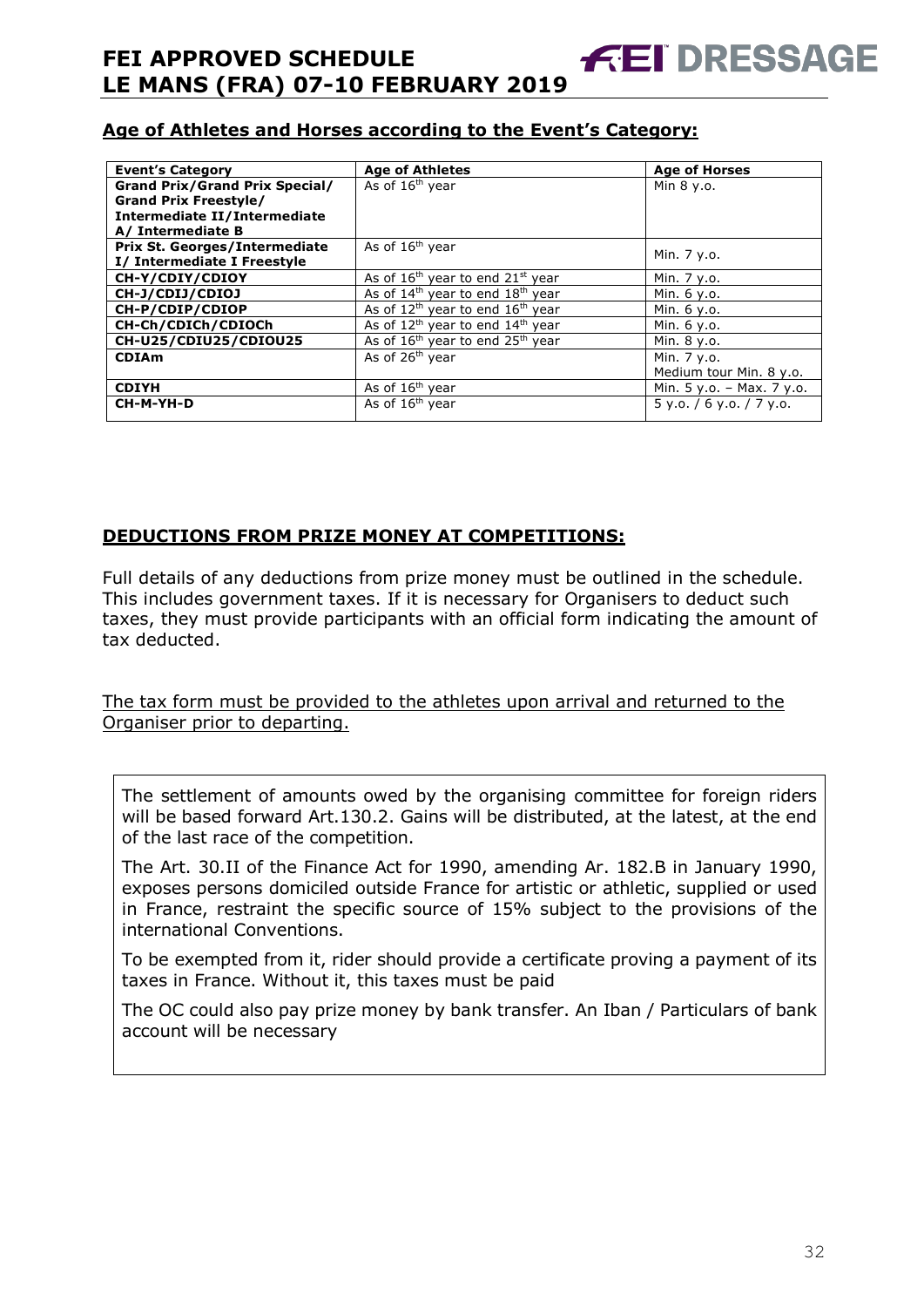## Age of Athletes and Horses according to the Event's Category:

| Event's Category | Age of Athletes | Age of Horses |
|---|---|---|
| **Grand Prix/Grand Prix Special/ Grand Prix Freestyle/ Intermediate II/Intermediate A/ Intermediate B** | As of 16th year | Min 8 y.o. |
| **Prix St. Georges/Intermediate I/ Intermediate I Freestyle** | As of 16th year | Min. 7 y.o. |
| **CH-Y/CDIY/CDIOY** | As of 16th year to end 21st year | Min. 7 y.o. |
| **CH-J/CDIJ/CDIOJ** | As of 14th year to end 18th year | Min. 6 y.o. |
| **CH-P/CDIP/CDIOP** | As of 12th year to end 16th year | Min. 6 y.o. |
| **CH-Ch/CDICh/CDIOCh** | As of 12th year to end 14th year | Min. 6 y.o. |
| **CH-U25/CDIU25/CDIOU25** | As of 16th year to end 25th year | Min. 8 y.o. |
| **CDIAm** | As of 26th year | Min. 7 y.o.<br>Medium tour Min. 8 y.o. |
| **CDIYH** | As of 16th year | Min. 5 y.o. – Max. 7 y.o. |
| **CH-M-YH-D** | As of 16th year | 5 y.o. / 6 y.o. / 7 y.o. |

## DEDUCTIONS FROM PRIZE MONEY AT COMPETITIONS:

Full details of any deductions from prize money must be outlined in the schedule. This includes government taxes. If it is necessary for Organisers to deduct such taxes, they must provide participants with an official form indicating the amount of tax deducted.

The tax form must be provided to the athletes upon arrival and returned to the Organiser prior to departing.

The settlement of amounts owed by the organising committee for foreign riders will be based forward Art.130.2. Gains will be distributed, at the latest, at the end of the last race of the competition.

The Art. 30.II of the Finance Act for 1990, amending Ar. 182.B in January 1990, exposes persons domiciled outside France for artistic or athletic, supplied or used in France, restraint the specific source of 15% subject to the provisions of the international Conventions.

To be exempted from it, rider should provide a certificate proving a payment of its taxes in France. Without it, this taxes must be paid

The OC could also pay prize money by bank transfer. An Iban / Particulars of bank account will be necessary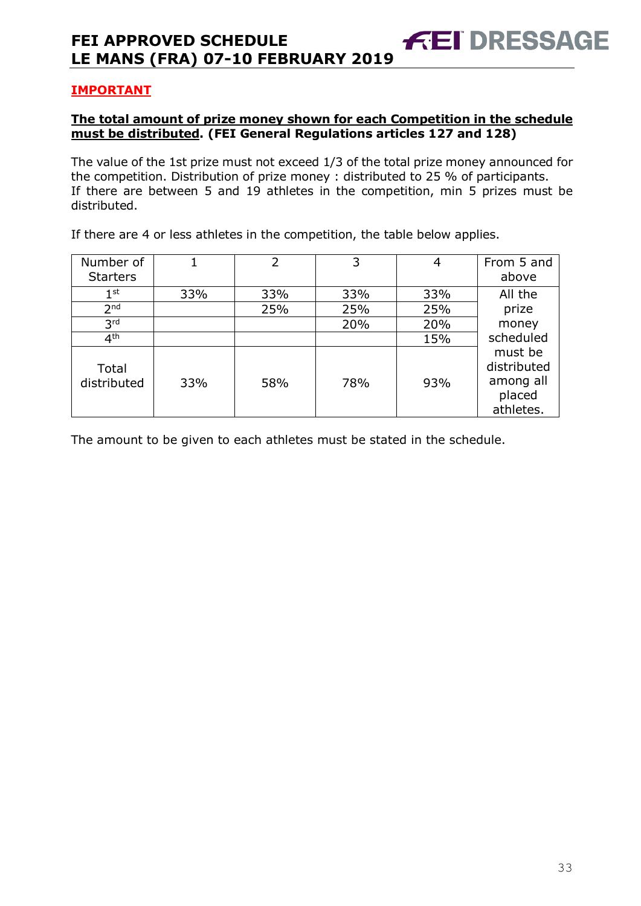## IMPORTANT

**The total amount of prize money shown for each Competition in the schedule must be distributed. (FEI General Regulations articles 127 and 128)**

The value of the 1st prize must not exceed 1/3 of the total prize money announced for the competition. Distribution of prize money : distributed to 25 % of participants.
If there are between 5 and 19 athletes in the competition, min 5 prizes must be distributed.

If there are 4 or less athletes in the competition, the table below applies.

| Number of Starters | 1 | 2 | 3 | 4 | From 5 and above |
|---|---|---|---|---|---|
| 1st | 33% | 33% | 33% | 33% | All the prize money scheduled must be distributed among all placed athletes. |
| 2nd | | 25% | 25% | 25% | |
| 3rd | | | 20% | 20% | |
| 4th | | | | 15% | |
| Total distributed | 33% | 58% | 78% | 93% | |

The amount to be given to each athletes must be stated in the schedule.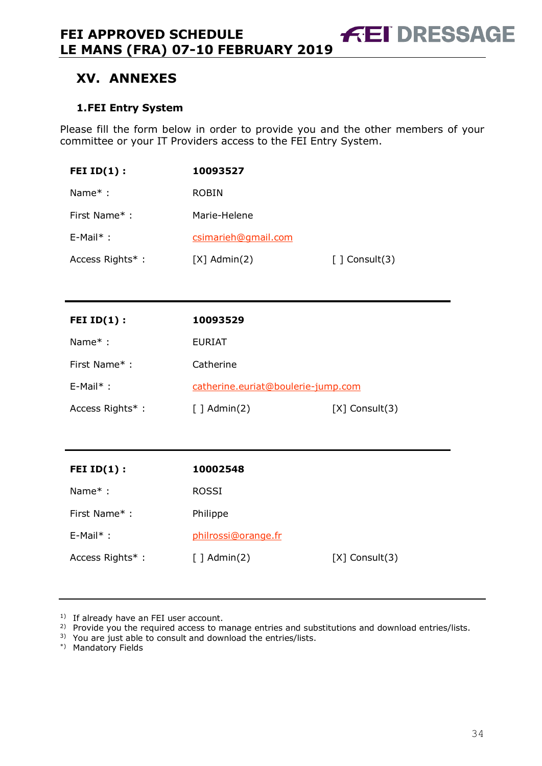# XV. ANNEXES

## 1. FEI Entry System

Please fill the form below in order to provide you and the other members of your committee or your IT Providers access to the FEI Entry System.

**FEI ID(1) :** **10093527**

Name* : ROBIN

First Name* : Marie-Helene

E-Mail* : csimarieh@gmail.com

Access Rights* : [X] Admin(2) [ ] Consult(3)

---

**FEI ID(1) :** **10093529**

Name* : EURIAT

First Name* : Catherine

E-Mail* : catherine.euriat@boulerie-jump.com

Access Rights* : [ ] Admin(2) [X] Consult(3)

---

**FEI ID(1) :** **10002548**

Name* : ROSSI

First Name* : Philippe

E-Mail* : philrossi@orange.fr

Access Rights* : [ ] Admin(2) [X] Consult(3)

---

1) If already have an FEI user account.
2) Provide you the required access to manage entries and substitutions and download entries/lists.
3) You are just able to consult and download the entries/lists.
*) Mandatory Fields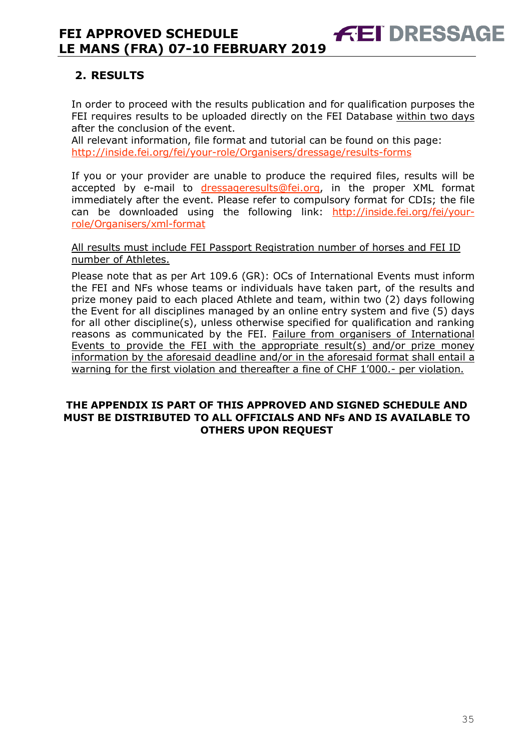## 2. RESULTS

In order to proceed with the results publication and for qualification purposes the FEI requires results to be uploaded directly on the FEI Database within two days after the conclusion of the event.
All relevant information, file format and tutorial can be found on this page: http://inside.fei.org/fei/your-role/Organisers/dressage/results-forms

If you or your provider are unable to produce the required files, results will be accepted by e-mail to dressageresults@fei.org, in the proper XML format immediately after the event. Please refer to compulsory format for CDIs; the file can be downloaded using the following link: http://inside.fei.org/fei/your-role/Organisers/xml-format

All results must include FEI Passport Registration number of horses and FEI ID number of Athletes.

Please note that as per Art 109.6 (GR): OCs of International Events must inform the FEI and NFs whose teams or individuals have taken part, of the results and prize money paid to each placed Athlete and team, within two (2) days following the Event for all disciplines managed by an online entry system and five (5) days for all other discipline(s), unless otherwise specified for qualification and ranking reasons as communicated by the FEI. Failure from organisers of International Events to provide the FEI with the appropriate result(s) and/or prize money information by the aforesaid deadline and/or in the aforesaid format shall entail a warning for the first violation and thereafter a fine of CHF 1'000.- per violation.

**THE APPENDIX IS PART OF THIS APPROVED AND SIGNED SCHEDULE AND MUST BE DISTRIBUTED TO ALL OFFICIALS AND NFs AND IS AVAILABLE TO OTHERS UPON REQUEST**